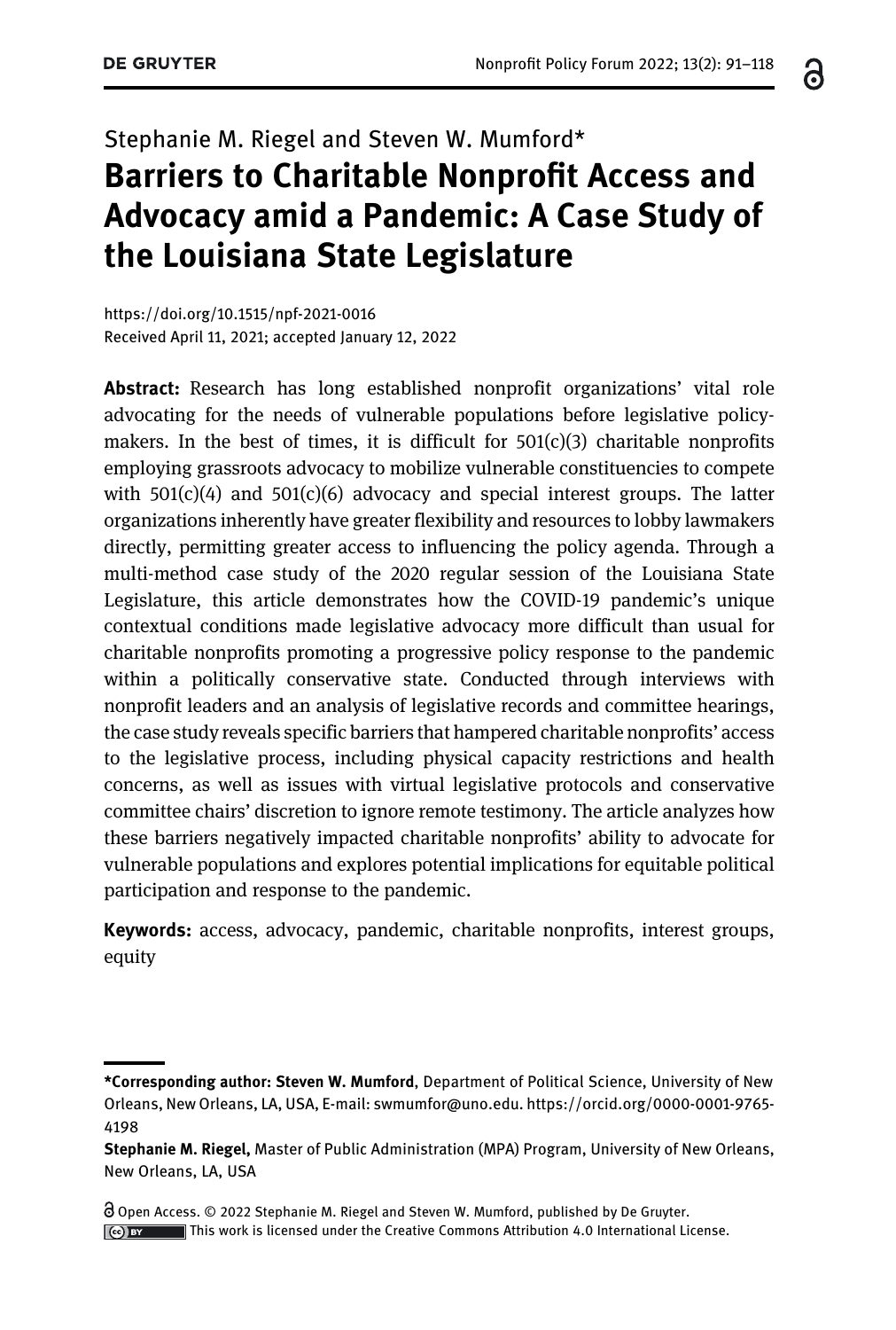Stephanie M. Riegel and Steven W. Mumford*

# Barriers to Charitable Nonprofit Access and Advocacy amid a Pandemic: A Case Study of the Louisiana State Legislature

https://doi.org/10.1515/npf-2021-0016
Received April 11, 2021; accepted January 12, 2022

**Abstract:** Research has long established nonprofit organizations' vital role advocating for the needs of vulnerable populations before legislative policy-makers. In the best of times, it is difficult for 501(c)(3) charitable nonprofits employing grassroots advocacy to mobilize vulnerable constituencies to compete with 501(c)(4) and 501(c)(6) advocacy and special interest groups. The latter organizations inherently have greater flexibility and resources to lobby lawmakers directly, permitting greater access to influencing the policy agenda. Through a multi-method case study of the 2020 regular session of the Louisiana State Legislature, this article demonstrates how the COVID-19 pandemic's unique contextual conditions made legislative advocacy more difficult than usual for charitable nonprofits promoting a progressive policy response to the pandemic within a politically conservative state. Conducted through interviews with nonprofit leaders and an analysis of legislative records and committee hearings, the case study reveals specific barriers that hampered charitable nonprofits' access to the legislative process, including physical capacity restrictions and health concerns, as well as issues with virtual legislative protocols and conservative committee chairs' discretion to ignore remote testimony. The article analyzes how these barriers negatively impacted charitable nonprofits' ability to advocate for vulnerable populations and explores potential implications for equitable political participation and response to the pandemic.

**Keywords:** access, advocacy, pandemic, charitable nonprofits, interest groups, equity

---

***Corresponding author: Steven W. Mumford**, Department of Political Science, University of New Orleans, New Orleans, LA, USA, E-mail: swmumfor@uno.edu. https://orcid.org/0000-0001-9765-4198

**Stephanie M. Riegel,** Master of Public Administration (MPA) Program, University of New Orleans, New Orleans, LA, USA

Open Access. © 2022 Stephanie M. Riegel and Steven W. Mumford, published by De Gruyter. This work is licensed under the Creative Commons Attribution 4.0 International License.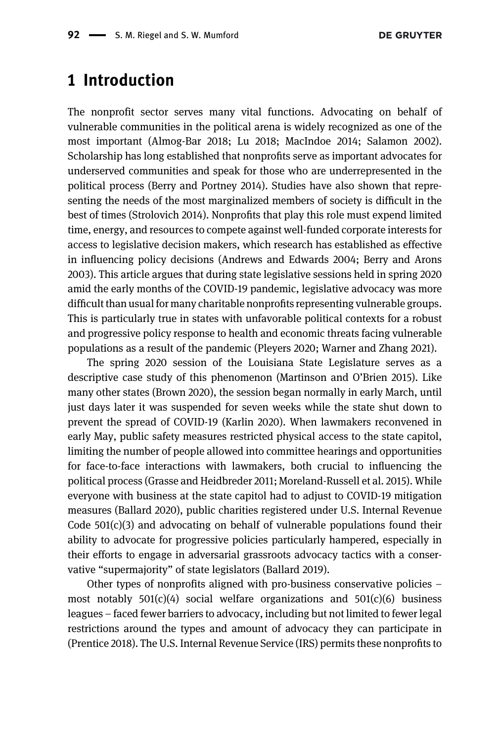# 1 Introduction

The nonprofit sector serves many vital functions. Advocating on behalf of vulnerable communities in the political arena is widely recognized as one of the most important (Almog-Bar 2018; Lu 2018; MacIndoe 2014; Salamon 2002). Scholarship has long established that nonprofits serve as important advocates for underserved communities and speak for those who are underrepresented in the political process (Berry and Portney 2014). Studies have also shown that representing the needs of the most marginalized members of society is difficult in the best of times (Strolovich 2014). Nonprofits that play this role must expend limited time, energy, and resources to compete against well-funded corporate interests for access to legislative decision makers, which research has established as effective in influencing policy decisions (Andrews and Edwards 2004; Berry and Arons 2003). This article argues that during state legislative sessions held in spring 2020 amid the early months of the COVID-19 pandemic, legislative advocacy was more difficult than usual for many charitable nonprofits representing vulnerable groups. This is particularly true in states with unfavorable political contexts for a robust and progressive policy response to health and economic threats facing vulnerable populations as a result of the pandemic (Pleyers 2020; Warner and Zhang 2021).

The spring 2020 session of the Louisiana State Legislature serves as a descriptive case study of this phenomenon (Martinson and O'Brien 2015). Like many other states (Brown 2020), the session began normally in early March, until just days later it was suspended for seven weeks while the state shut down to prevent the spread of COVID-19 (Karlin 2020). When lawmakers reconvened in early May, public safety measures restricted physical access to the state capitol, limiting the number of people allowed into committee hearings and opportunities for face-to-face interactions with lawmakers, both crucial to influencing the political process (Grasse and Heidbreder 2011; Moreland-Russell et al. 2015). While everyone with business at the state capitol had to adjust to COVID-19 mitigation measures (Ballard 2020), public charities registered under U.S. Internal Revenue Code 501(c)(3) and advocating on behalf of vulnerable populations found their ability to advocate for progressive policies particularly hampered, especially in their efforts to engage in adversarial grassroots advocacy tactics with a conservative "supermajority" of state legislators (Ballard 2019).

Other types of nonprofits aligned with pro-business conservative policies – most notably 501(c)(4) social welfare organizations and 501(c)(6) business leagues – faced fewer barriers to advocacy, including but not limited to fewer legal restrictions around the types and amount of advocacy they can participate in (Prentice 2018). The U.S. Internal Revenue Service (IRS) permits these nonprofits to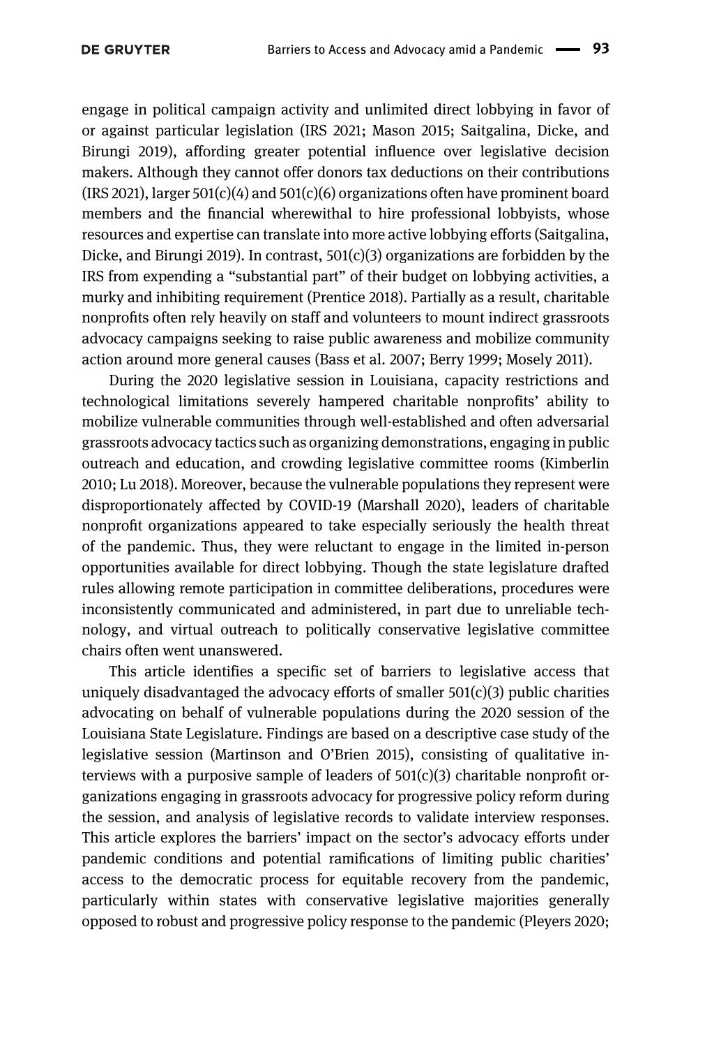engage in political campaign activity and unlimited direct lobbying in favor of or against particular legislation (IRS 2021; Mason 2015; Saitgalina, Dicke, and Birungi 2019), affording greater potential influence over legislative decision makers. Although they cannot offer donors tax deductions on their contributions (IRS 2021), larger 501(c)(4) and 501(c)(6) organizations often have prominent board members and the financial wherewithal to hire professional lobbyists, whose resources and expertise can translate into more active lobbying efforts (Saitgalina, Dicke, and Birungi 2019). In contrast, 501(c)(3) organizations are forbidden by the IRS from expending a "substantial part" of their budget on lobbying activities, a murky and inhibiting requirement (Prentice 2018). Partially as a result, charitable nonprofits often rely heavily on staff and volunteers to mount indirect grassroots advocacy campaigns seeking to raise public awareness and mobilize community action around more general causes (Bass et al. 2007; Berry 1999; Mosely 2011).

During the 2020 legislative session in Louisiana, capacity restrictions and technological limitations severely hampered charitable nonprofits' ability to mobilize vulnerable communities through well-established and often adversarial grassroots advocacy tactics such as organizing demonstrations, engaging in public outreach and education, and crowding legislative committee rooms (Kimberlin 2010; Lu 2018). Moreover, because the vulnerable populations they represent were disproportionately affected by COVID-19 (Marshall 2020), leaders of charitable nonprofit organizations appeared to take especially seriously the health threat of the pandemic. Thus, they were reluctant to engage in the limited in-person opportunities available for direct lobbying. Though the state legislature drafted rules allowing remote participation in committee deliberations, procedures were inconsistently communicated and administered, in part due to unreliable technology, and virtual outreach to politically conservative legislative committee chairs often went unanswered.

This article identifies a specific set of barriers to legislative access that uniquely disadvantaged the advocacy efforts of smaller 501(c)(3) public charities advocating on behalf of vulnerable populations during the 2020 session of the Louisiana State Legislature. Findings are based on a descriptive case study of the legislative session (Martinson and O'Brien 2015), consisting of qualitative interviews with a purposive sample of leaders of 501(c)(3) charitable nonprofit organizations engaging in grassroots advocacy for progressive policy reform during the session, and analysis of legislative records to validate interview responses. This article explores the barriers' impact on the sector's advocacy efforts under pandemic conditions and potential ramifications of limiting public charities' access to the democratic process for equitable recovery from the pandemic, particularly within states with conservative legislative majorities generally opposed to robust and progressive policy response to the pandemic (Pleyers 2020;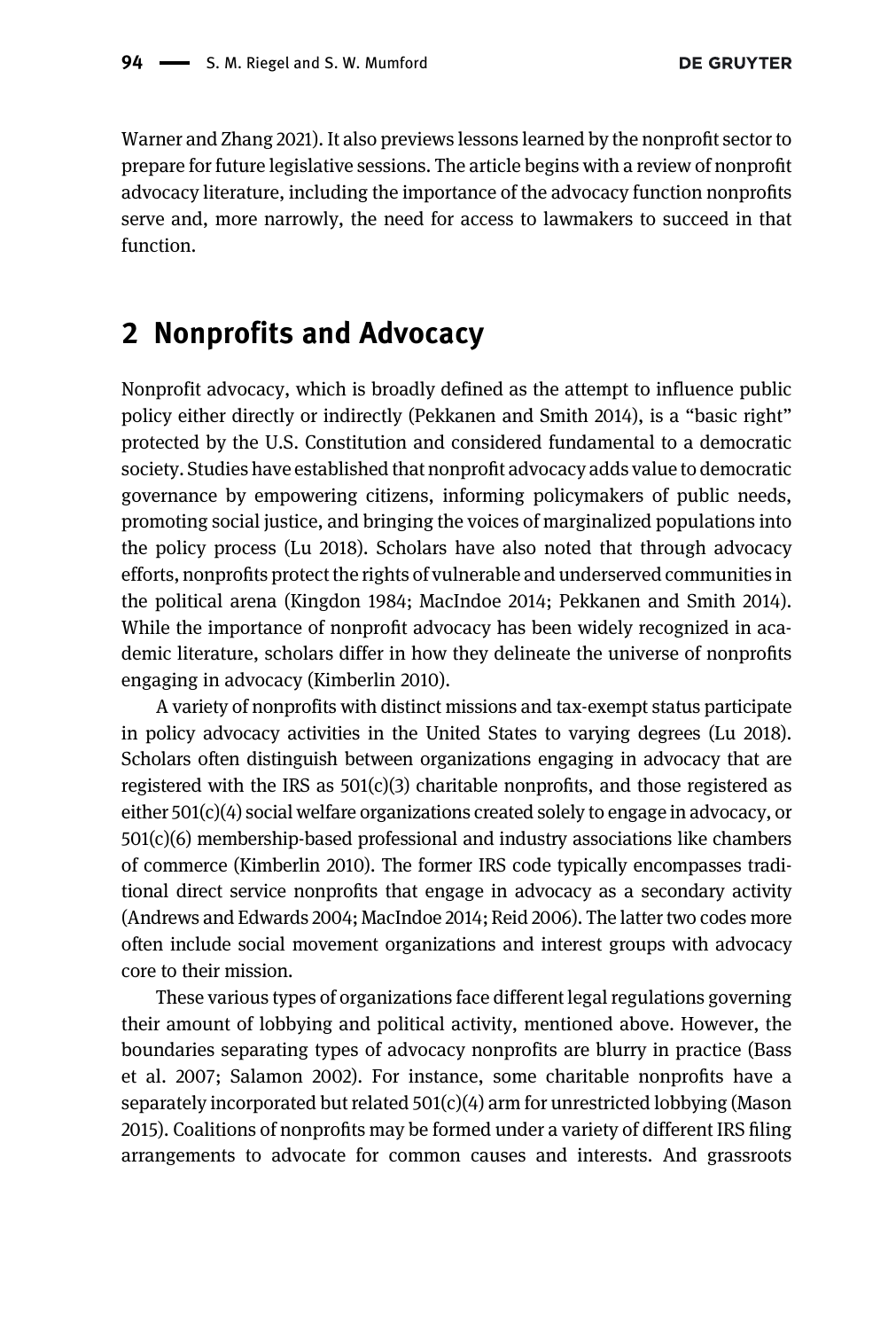Warner and Zhang 2021). It also previews lessons learned by the nonprofit sector to prepare for future legislative sessions. The article begins with a review of nonprofit advocacy literature, including the importance of the advocacy function nonprofits serve and, more narrowly, the need for access to lawmakers to succeed in that function.

## 2 Nonprofits and Advocacy

Nonprofit advocacy, which is broadly defined as the attempt to influence public policy either directly or indirectly (Pekkanen and Smith 2014), is a "basic right" protected by the U.S. Constitution and considered fundamental to a democratic society. Studies have established that nonprofit advocacy adds value to democratic governance by empowering citizens, informing policymakers of public needs, promoting social justice, and bringing the voices of marginalized populations into the policy process (Lu 2018). Scholars have also noted that through advocacy efforts, nonprofits protect the rights of vulnerable and underserved communities in the political arena (Kingdon 1984; MacIndoe 2014; Pekkanen and Smith 2014). While the importance of nonprofit advocacy has been widely recognized in academic literature, scholars differ in how they delineate the universe of nonprofits engaging in advocacy (Kimberlin 2010).

A variety of nonprofits with distinct missions and tax-exempt status participate in policy advocacy activities in the United States to varying degrees (Lu 2018). Scholars often distinguish between organizations engaging in advocacy that are registered with the IRS as 501(c)(3) charitable nonprofits, and those registered as either 501(c)(4) social welfare organizations created solely to engage in advocacy, or 501(c)(6) membership-based professional and industry associations like chambers of commerce (Kimberlin 2010). The former IRS code typically encompasses traditional direct service nonprofits that engage in advocacy as a secondary activity (Andrews and Edwards 2004; MacIndoe 2014; Reid 2006). The latter two codes more often include social movement organizations and interest groups with advocacy core to their mission.

These various types of organizations face different legal regulations governing their amount of lobbying and political activity, mentioned above. However, the boundaries separating types of advocacy nonprofits are blurry in practice (Bass et al. 2007; Salamon 2002). For instance, some charitable nonprofits have a separately incorporated but related 501(c)(4) arm for unrestricted lobbying (Mason 2015). Coalitions of nonprofits may be formed under a variety of different IRS filing arrangements to advocate for common causes and interests. And grassroots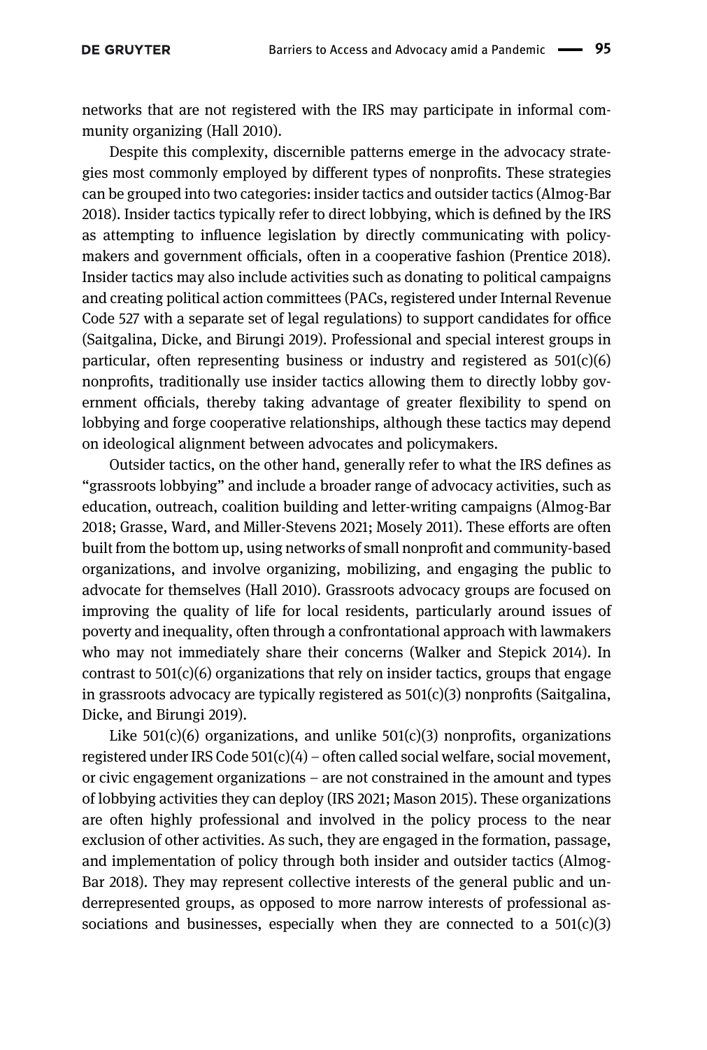networks that are not registered with the IRS may participate in informal community organizing (Hall 2010).

Despite this complexity, discernible patterns emerge in the advocacy strategies most commonly employed by different types of nonprofits. These strategies can be grouped into two categories: insider tactics and outsider tactics (Almog-Bar 2018). Insider tactics typically refer to direct lobbying, which is defined by the IRS as attempting to influence legislation by directly communicating with policymakers and government officials, often in a cooperative fashion (Prentice 2018). Insider tactics may also include activities such as donating to political campaigns and creating political action committees (PACs, registered under Internal Revenue Code 527 with a separate set of legal regulations) to support candidates for office (Saitgalina, Dicke, and Birungi 2019). Professional and special interest groups in particular, often representing business or industry and registered as 501(c)(6) nonprofits, traditionally use insider tactics allowing them to directly lobby government officials, thereby taking advantage of greater flexibility to spend on lobbying and forge cooperative relationships, although these tactics may depend on ideological alignment between advocates and policymakers.

Outsider tactics, on the other hand, generally refer to what the IRS defines as "grassroots lobbying" and include a broader range of advocacy activities, such as education, outreach, coalition building and letter-writing campaigns (Almog-Bar 2018; Grasse, Ward, and Miller-Stevens 2021; Mosely 2011). These efforts are often built from the bottom up, using networks of small nonprofit and community-based organizations, and involve organizing, mobilizing, and engaging the public to advocate for themselves (Hall 2010). Grassroots advocacy groups are focused on improving the quality of life for local residents, particularly around issues of poverty and inequality, often through a confrontational approach with lawmakers who may not immediately share their concerns (Walker and Stepick 2014). In contrast to 501(c)(6) organizations that rely on insider tactics, groups that engage in grassroots advocacy are typically registered as 501(c)(3) nonprofits (Saitgalina, Dicke, and Birungi 2019).

Like 501(c)(6) organizations, and unlike 501(c)(3) nonprofits, organizations registered under IRS Code 501(c)(4) – often called social welfare, social movement, or civic engagement organizations – are not constrained in the amount and types of lobbying activities they can deploy (IRS 2021; Mason 2015). These organizations are often highly professional and involved in the policy process to the near exclusion of other activities. As such, they are engaged in the formation, passage, and implementation of policy through both insider and outsider tactics (Almog-Bar 2018). They may represent collective interests of the general public and underrepresented groups, as opposed to more narrow interests of professional associations and businesses, especially when they are connected to a 501(c)(3)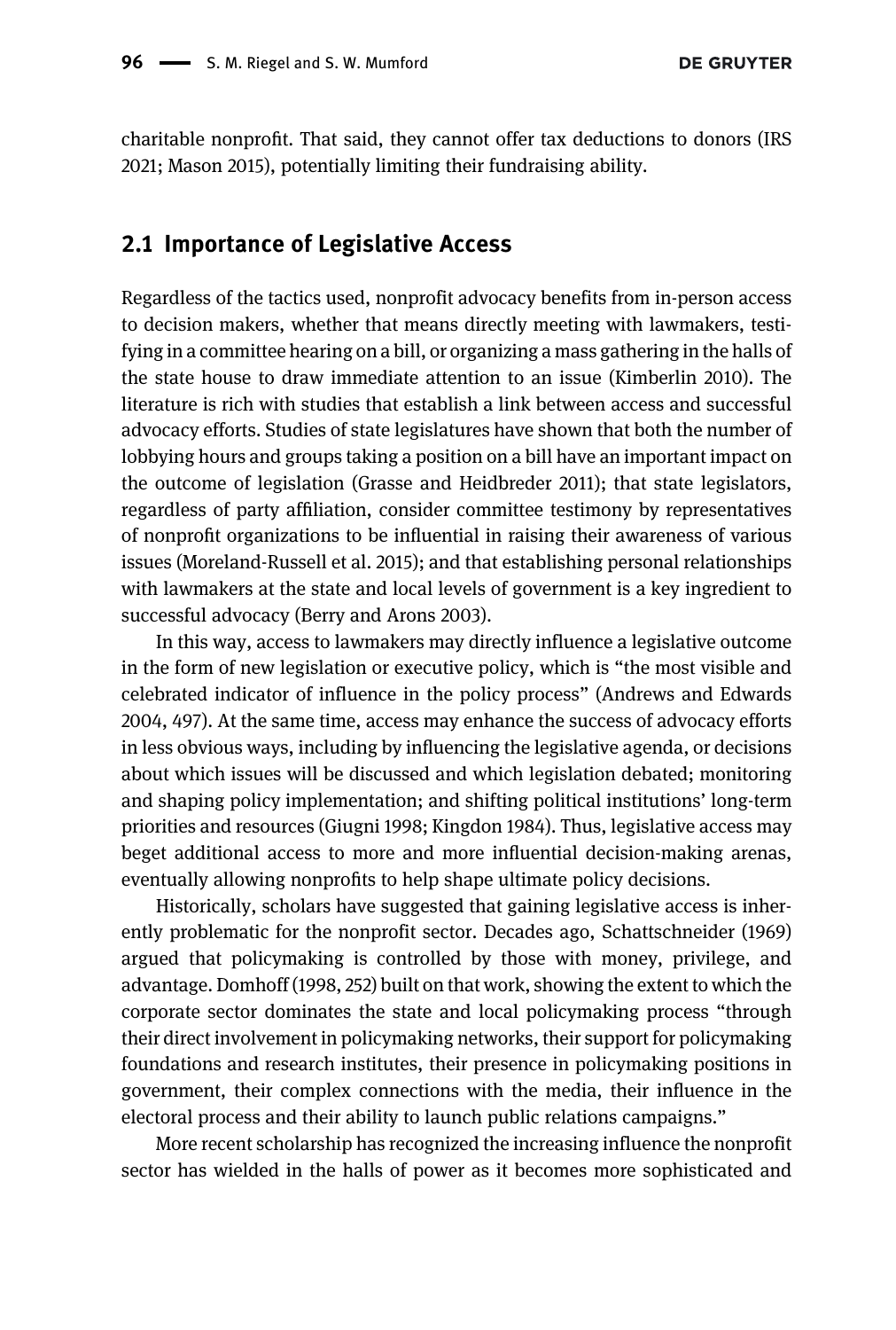charitable nonprofit. That said, they cannot offer tax deductions to donors (IRS 2021; Mason 2015), potentially limiting their fundraising ability.

## 2.1 Importance of Legislative Access

Regardless of the tactics used, nonprofit advocacy benefits from in-person access to decision makers, whether that means directly meeting with lawmakers, testifying in a committee hearing on a bill, or organizing a mass gathering in the halls of the state house to draw immediate attention to an issue (Kimberlin 2010). The literature is rich with studies that establish a link between access and successful advocacy efforts. Studies of state legislatures have shown that both the number of lobbying hours and groups taking a position on a bill have an important impact on the outcome of legislation (Grasse and Heidbreder 2011); that state legislators, regardless of party affiliation, consider committee testimony by representatives of nonprofit organizations to be influential in raising their awareness of various issues (Moreland-Russell et al. 2015); and that establishing personal relationships with lawmakers at the state and local levels of government is a key ingredient to successful advocacy (Berry and Arons 2003).

In this way, access to lawmakers may directly influence a legislative outcome in the form of new legislation or executive policy, which is "the most visible and celebrated indicator of influence in the policy process" (Andrews and Edwards 2004, 497). At the same time, access may enhance the success of advocacy efforts in less obvious ways, including by influencing the legislative agenda, or decisions about which issues will be discussed and which legislation debated; monitoring and shaping policy implementation; and shifting political institutions' long-term priorities and resources (Giugni 1998; Kingdon 1984). Thus, legislative access may beget additional access to more and more influential decision-making arenas, eventually allowing nonprofits to help shape ultimate policy decisions.

Historically, scholars have suggested that gaining legislative access is inherently problematic for the nonprofit sector. Decades ago, Schattschneider (1969) argued that policymaking is controlled by those with money, privilege, and advantage. Domhoff (1998, 252) built on that work, showing the extent to which the corporate sector dominates the state and local policymaking process "through their direct involvement in policymaking networks, their support for policymaking foundations and research institutes, their presence in policymaking positions in government, their complex connections with the media, their influence in the electoral process and their ability to launch public relations campaigns."

More recent scholarship has recognized the increasing influence the nonprofit sector has wielded in the halls of power as it becomes more sophisticated and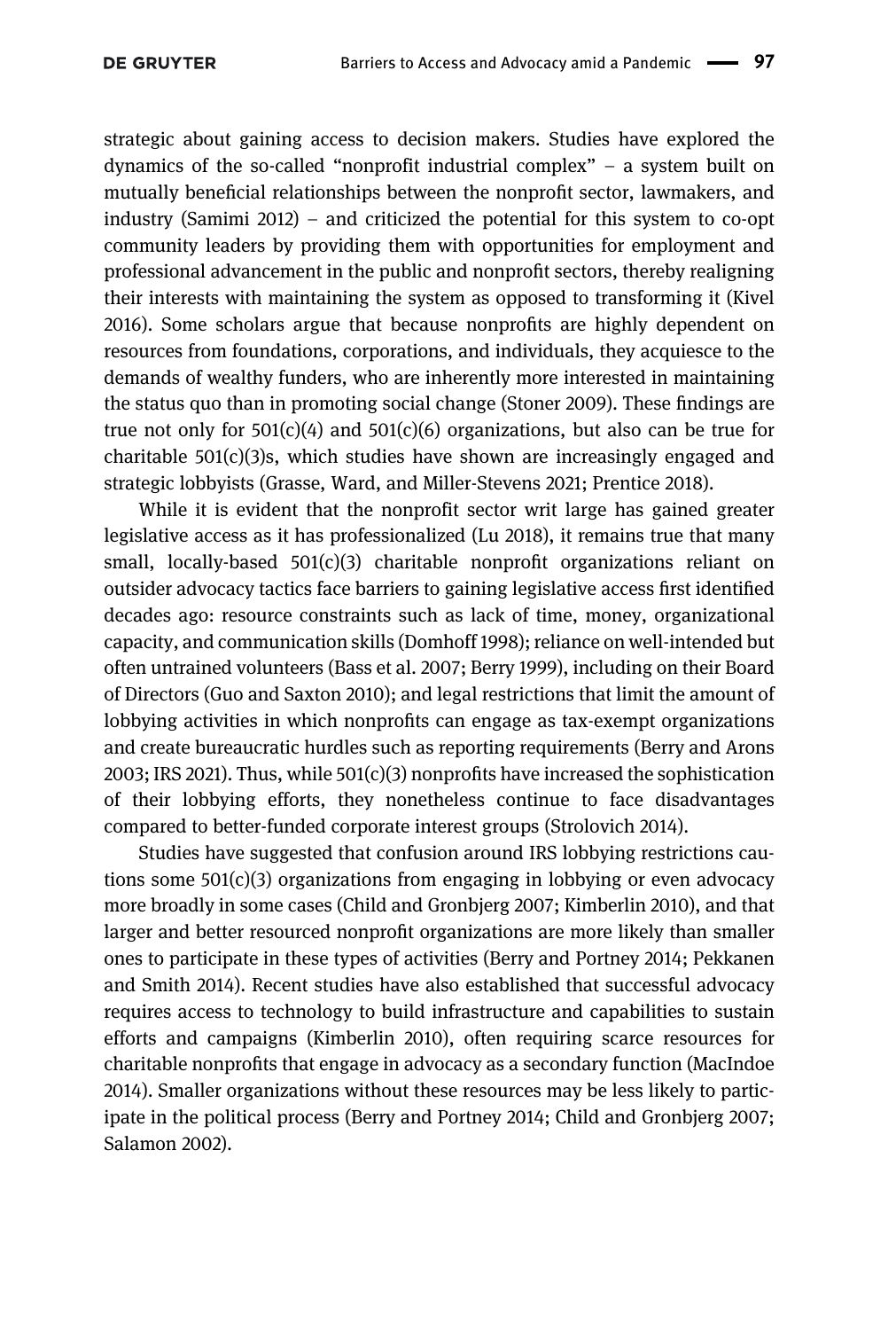strategic about gaining access to decision makers. Studies have explored the dynamics of the so-called "nonprofit industrial complex" – a system built on mutually beneficial relationships between the nonprofit sector, lawmakers, and industry (Samimi 2012) – and criticized the potential for this system to co-opt community leaders by providing them with opportunities for employment and professional advancement in the public and nonprofit sectors, thereby realigning their interests with maintaining the system as opposed to transforming it (Kivel 2016). Some scholars argue that because nonprofits are highly dependent on resources from foundations, corporations, and individuals, they acquiesce to the demands of wealthy funders, who are inherently more interested in maintaining the status quo than in promoting social change (Stoner 2009). These findings are true not only for 501(c)(4) and 501(c)(6) organizations, but also can be true for charitable 501(c)(3)s, which studies have shown are increasingly engaged and strategic lobbyists (Grasse, Ward, and Miller-Stevens 2021; Prentice 2018).

While it is evident that the nonprofit sector writ large has gained greater legislative access as it has professionalized (Lu 2018), it remains true that many small, locally-based 501(c)(3) charitable nonprofit organizations reliant on outsider advocacy tactics face barriers to gaining legislative access first identified decades ago: resource constraints such as lack of time, money, organizational capacity, and communication skills (Domhoff 1998); reliance on well-intended but often untrained volunteers (Bass et al. 2007; Berry 1999), including on their Board of Directors (Guo and Saxton 2010); and legal restrictions that limit the amount of lobbying activities in which nonprofits can engage as tax-exempt organizations and create bureaucratic hurdles such as reporting requirements (Berry and Arons 2003; IRS 2021). Thus, while 501(c)(3) nonprofits have increased the sophistication of their lobbying efforts, they nonetheless continue to face disadvantages compared to better-funded corporate interest groups (Strolovich 2014).

Studies have suggested that confusion around IRS lobbying restrictions cautions some 501(c)(3) organizations from engaging in lobbying or even advocacy more broadly in some cases (Child and Gronbjerg 2007; Kimberlin 2010), and that larger and better resourced nonprofit organizations are more likely than smaller ones to participate in these types of activities (Berry and Portney 2014; Pekkanen and Smith 2014). Recent studies have also established that successful advocacy requires access to technology to build infrastructure and capabilities to sustain efforts and campaigns (Kimberlin 2010), often requiring scarce resources for charitable nonprofits that engage in advocacy as a secondary function (MacIndoe 2014). Smaller organizations without these resources may be less likely to participate in the political process (Berry and Portney 2014; Child and Gronbjerg 2007; Salamon 2002).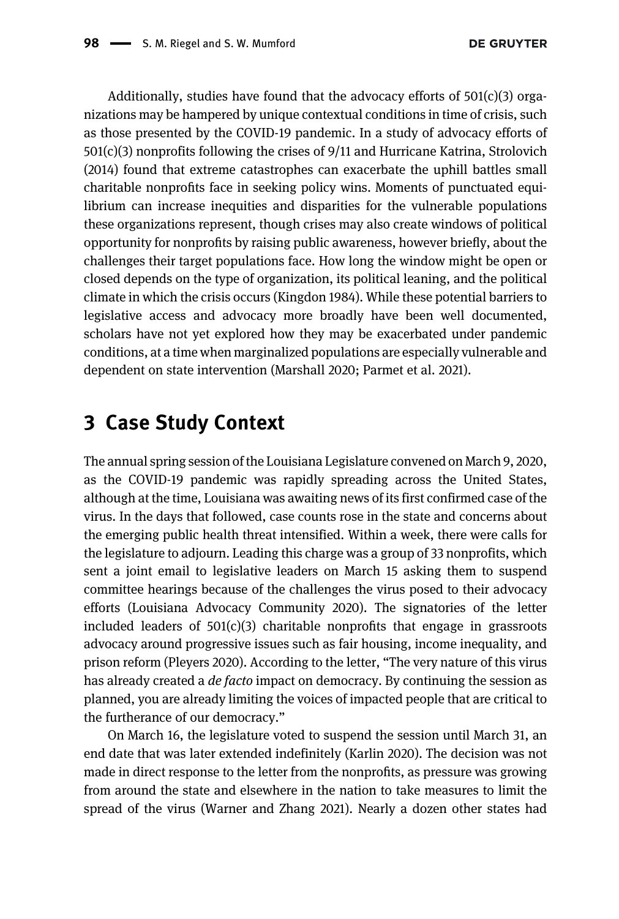Additionally, studies have found that the advocacy efforts of 501(c)(3) organizations may be hampered by unique contextual conditions in time of crisis, such as those presented by the COVID-19 pandemic. In a study of advocacy efforts of 501(c)(3) nonprofits following the crises of 9/11 and Hurricane Katrina, Strolovich (2014) found that extreme catastrophes can exacerbate the uphill battles small charitable nonprofits face in seeking policy wins. Moments of punctuated equilibrium can increase inequities and disparities for the vulnerable populations these organizations represent, though crises may also create windows of political opportunity for nonprofits by raising public awareness, however briefly, about the challenges their target populations face. How long the window might be open or closed depends on the type of organization, its political leaning, and the political climate in which the crisis occurs (Kingdon 1984). While these potential barriers to legislative access and advocacy more broadly have been well documented, scholars have not yet explored how they may be exacerbated under pandemic conditions, at a time when marginalized populations are especially vulnerable and dependent on state intervention (Marshall 2020; Parmet et al. 2021).

## 3 Case Study Context

The annual spring session of the Louisiana Legislature convened on March 9, 2020, as the COVID-19 pandemic was rapidly spreading across the United States, although at the time, Louisiana was awaiting news of its first confirmed case of the virus. In the days that followed, case counts rose in the state and concerns about the emerging public health threat intensified. Within a week, there were calls for the legislature to adjourn. Leading this charge was a group of 33 nonprofits, which sent a joint email to legislative leaders on March 15 asking them to suspend committee hearings because of the challenges the virus posed to their advocacy efforts (Louisiana Advocacy Community 2020). The signatories of the letter included leaders of 501(c)(3) charitable nonprofits that engage in grassroots advocacy around progressive issues such as fair housing, income inequality, and prison reform (Pleyers 2020). According to the letter, "The very nature of this virus has already created a *de facto* impact on democracy. By continuing the session as planned, you are already limiting the voices of impacted people that are critical to the furtherance of our democracy."

On March 16, the legislature voted to suspend the session until March 31, an end date that was later extended indefinitely (Karlin 2020). The decision was not made in direct response to the letter from the nonprofits, as pressure was growing from around the state and elsewhere in the nation to take measures to limit the spread of the virus (Warner and Zhang 2021). Nearly a dozen other states had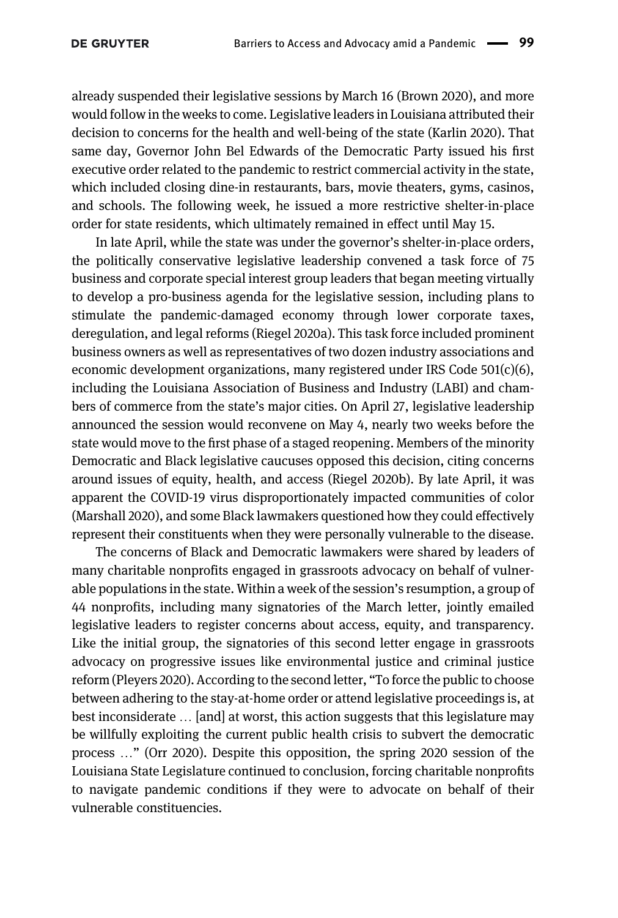already suspended their legislative sessions by March 16 (Brown 2020), and more would follow in the weeks to come. Legislative leaders in Louisiana attributed their decision to concerns for the health and well-being of the state (Karlin 2020). That same day, Governor John Bel Edwards of the Democratic Party issued his first executive order related to the pandemic to restrict commercial activity in the state, which included closing dine-in restaurants, bars, movie theaters, gyms, casinos, and schools. The following week, he issued a more restrictive shelter-in-place order for state residents, which ultimately remained in effect until May 15.

In late April, while the state was under the governor's shelter-in-place orders, the politically conservative legislative leadership convened a task force of 75 business and corporate special interest group leaders that began meeting virtually to develop a pro-business agenda for the legislative session, including plans to stimulate the pandemic-damaged economy through lower corporate taxes, deregulation, and legal reforms (Riegel 2020a). This task force included prominent business owners as well as representatives of two dozen industry associations and economic development organizations, many registered under IRS Code 501(c)(6), including the Louisiana Association of Business and Industry (LABI) and chambers of commerce from the state's major cities. On April 27, legislative leadership announced the session would reconvene on May 4, nearly two weeks before the state would move to the first phase of a staged reopening. Members of the minority Democratic and Black legislative caucuses opposed this decision, citing concerns around issues of equity, health, and access (Riegel 2020b). By late April, it was apparent the COVID-19 virus disproportionately impacted communities of color (Marshall 2020), and some Black lawmakers questioned how they could effectively represent their constituents when they were personally vulnerable to the disease.

The concerns of Black and Democratic lawmakers were shared by leaders of many charitable nonprofits engaged in grassroots advocacy on behalf of vulnerable populations in the state. Within a week of the session's resumption, a group of 44 nonprofits, including many signatories of the March letter, jointly emailed legislative leaders to register concerns about access, equity, and transparency. Like the initial group, the signatories of this second letter engage in grassroots advocacy on progressive issues like environmental justice and criminal justice reform (Pleyers 2020). According to the second letter, "To force the public to choose between adhering to the stay-at-home order or attend legislative proceedings is, at best inconsiderate … [and] at worst, this action suggests that this legislature may be willfully exploiting the current public health crisis to subvert the democratic process …" (Orr 2020). Despite this opposition, the spring 2020 session of the Louisiana State Legislature continued to conclusion, forcing charitable nonprofits to navigate pandemic conditions if they were to advocate on behalf of their vulnerable constituencies.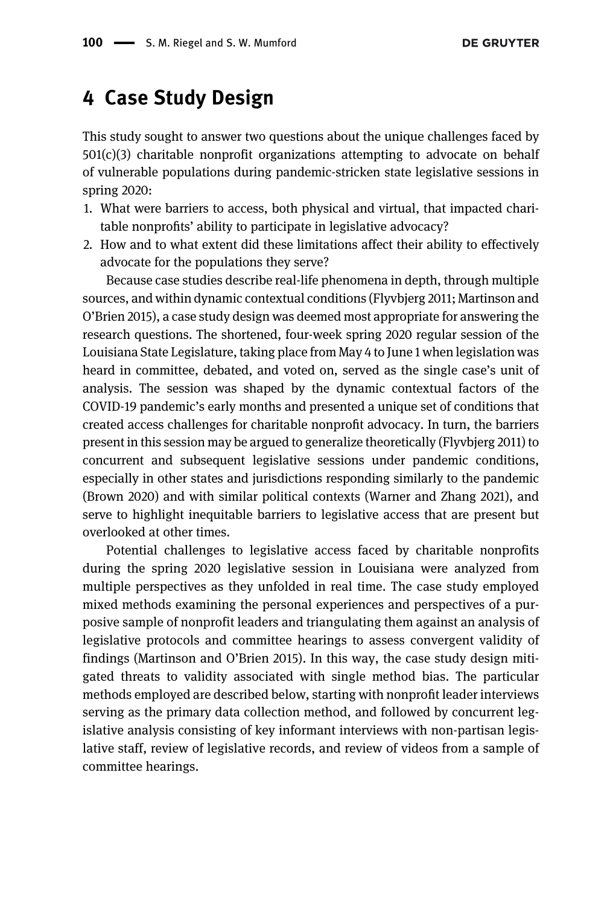## 4 Case Study Design

This study sought to answer two questions about the unique challenges faced by 501(c)(3) charitable nonprofit organizations attempting to advocate on behalf of vulnerable populations during pandemic-stricken state legislative sessions in spring 2020:

1. What were barriers to access, both physical and virtual, that impacted charitable nonprofits' ability to participate in legislative advocacy?
2. How and to what extent did these limitations affect their ability to effectively advocate for the populations they serve?

Because case studies describe real-life phenomena in depth, through multiple sources, and within dynamic contextual conditions (Flyvbjerg 2011; Martinson and O'Brien 2015), a case study design was deemed most appropriate for answering the research questions. The shortened, four-week spring 2020 regular session of the Louisiana State Legislature, taking place from May 4 to June 1 when legislation was heard in committee, debated, and voted on, served as the single case's unit of analysis. The session was shaped by the dynamic contextual factors of the COVID-19 pandemic's early months and presented a unique set of conditions that created access challenges for charitable nonprofit advocacy. In turn, the barriers present in this session may be argued to generalize theoretically (Flyvbjerg 2011) to concurrent and subsequent legislative sessions under pandemic conditions, especially in other states and jurisdictions responding similarly to the pandemic (Brown 2020) and with similar political contexts (Warner and Zhang 2021), and serve to highlight inequitable barriers to legislative access that are present but overlooked at other times.

Potential challenges to legislative access faced by charitable nonprofits during the spring 2020 legislative session in Louisiana were analyzed from multiple perspectives as they unfolded in real time. The case study employed mixed methods examining the personal experiences and perspectives of a purposive sample of nonprofit leaders and triangulating them against an analysis of legislative protocols and committee hearings to assess convergent validity of findings (Martinson and O'Brien 2015). In this way, the case study design mitigated threats to validity associated with single method bias. The particular methods employed are described below, starting with nonprofit leader interviews serving as the primary data collection method, and followed by concurrent legislative analysis consisting of key informant interviews with non-partisan legislative staff, review of legislative records, and review of videos from a sample of committee hearings.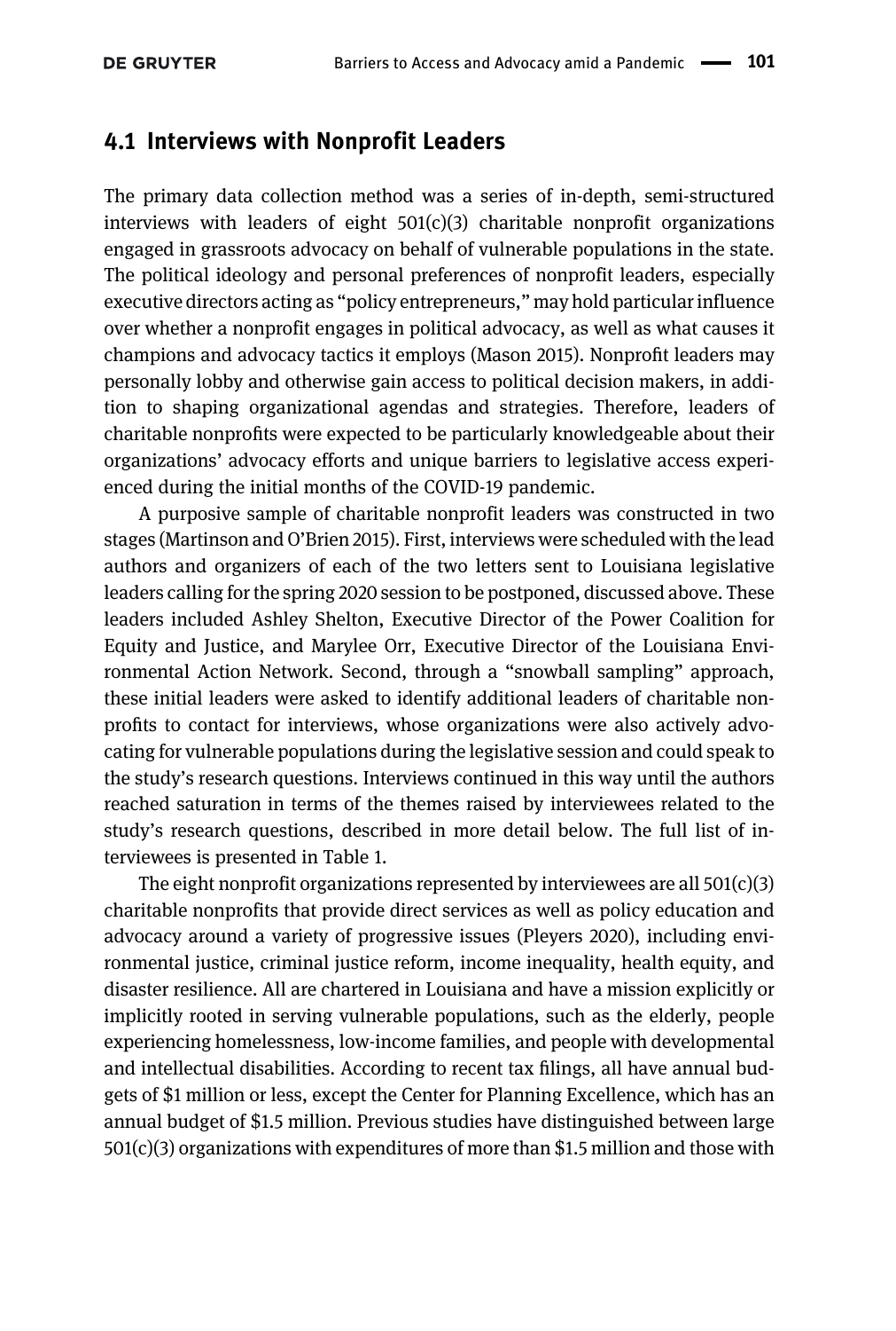## 4.1 Interviews with Nonprofit Leaders

The primary data collection method was a series of in-depth, semi-structured interviews with leaders of eight 501(c)(3) charitable nonprofit organizations engaged in grassroots advocacy on behalf of vulnerable populations in the state. The political ideology and personal preferences of nonprofit leaders, especially executive directors acting as "policy entrepreneurs," may hold particular influence over whether a nonprofit engages in political advocacy, as well as what causes it champions and advocacy tactics it employs (Mason 2015). Nonprofit leaders may personally lobby and otherwise gain access to political decision makers, in addition to shaping organizational agendas and strategies. Therefore, leaders of charitable nonprofits were expected to be particularly knowledgeable about their organizations' advocacy efforts and unique barriers to legislative access experienced during the initial months of the COVID-19 pandemic.

A purposive sample of charitable nonprofit leaders was constructed in two stages (Martinson and O'Brien 2015). First, interviews were scheduled with the lead authors and organizers of each of the two letters sent to Louisiana legislative leaders calling for the spring 2020 session to be postponed, discussed above. These leaders included Ashley Shelton, Executive Director of the Power Coalition for Equity and Justice, and Marylee Orr, Executive Director of the Louisiana Environmental Action Network. Second, through a "snowball sampling" approach, these initial leaders were asked to identify additional leaders of charitable nonprofits to contact for interviews, whose organizations were also actively advocating for vulnerable populations during the legislative session and could speak to the study's research questions. Interviews continued in this way until the authors reached saturation in terms of the themes raised by interviewees related to the study's research questions, described in more detail below. The full list of interviewees is presented in Table 1.

The eight nonprofit organizations represented by interviewees are all 501(c)(3) charitable nonprofits that provide direct services as well as policy education and advocacy around a variety of progressive issues (Pleyers 2020), including environmental justice, criminal justice reform, income inequality, health equity, and disaster resilience. All are chartered in Louisiana and have a mission explicitly or implicitly rooted in serving vulnerable populations, such as the elderly, people experiencing homelessness, low-income families, and people with developmental and intellectual disabilities. According to recent tax filings, all have annual budgets of $1 million or less, except the Center for Planning Excellence, which has an annual budget of $1.5 million. Previous studies have distinguished between large 501(c)(3) organizations with expenditures of more than $1.5 million and those with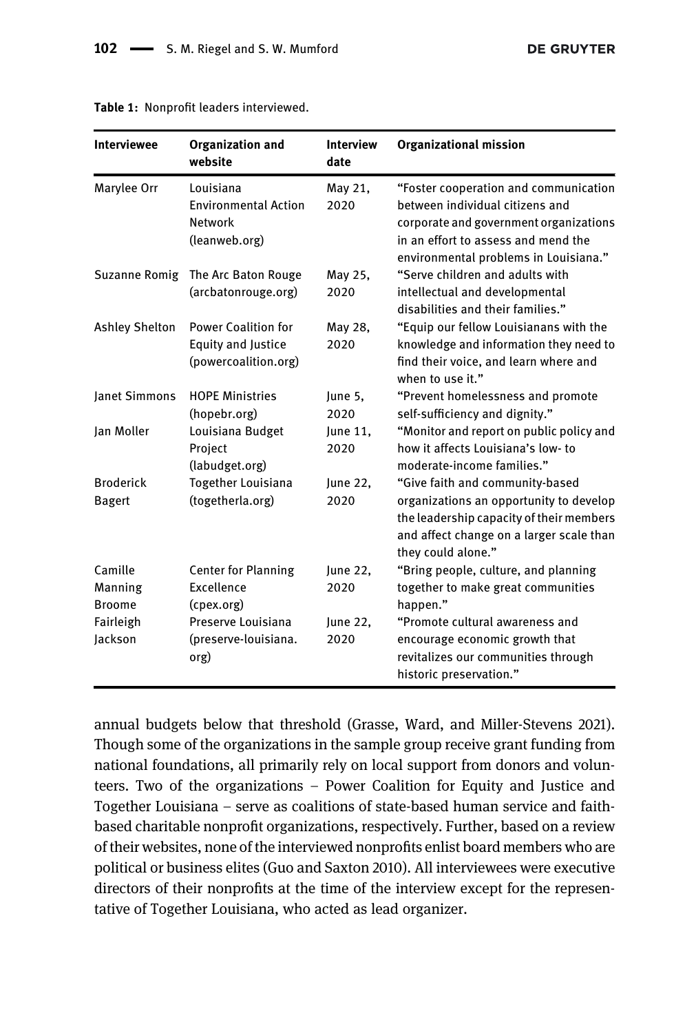**Table 1:** Nonprofit leaders interviewed.

| Interviewee | Organization and website | Interview date | Organizational mission |
|---|---|---|---|
| Marylee Orr | Louisiana Environmental Action Network (leanweb.org) | May 21, 2020 | "Foster cooperation and communication between individual citizens and corporate and government organizations in an effort to assess and mend the environmental problems in Louisiana." |
| Suzanne Romig | The Arc Baton Rouge (arcbatonrouge.org) | May 25, 2020 | "Serve children and adults with intellectual and developmental disabilities and their families." |
| Ashley Shelton | Power Coalition for Equity and Justice (powercoalition.org) | May 28, 2020 | "Equip our fellow Louisianans with the knowledge and information they need to find their voice, and learn where and when to use it." |
| Janet Simmons | HOPE Ministries (hopebr.org) | June 5, 2020 | "Prevent homelessness and promote self-sufficiency and dignity." |
| Jan Moller | Louisiana Budget Project (labudget.org) | June 11, 2020 | "Monitor and report on public policy and how it affects Louisiana's low- to moderate-income families." |
| Broderick Bagert | Together Louisiana (togetherla.org) | June 22, 2020 | "Give faith and community-based organizations an opportunity to develop the leadership capacity of their members and affect change on a larger scale than they could alone." |
| Camille Manning Broome | Center for Planning Excellence (cpex.org) | June 22, 2020 | "Bring people, culture, and planning together to make great communities happen." |
| Fairleigh Jackson | Preserve Louisiana (preserve-louisiana.org) | June 22, 2020 | "Promote cultural awareness and encourage economic growth that revitalizes our communities through historic preservation." |

annual budgets below that threshold (Grasse, Ward, and Miller-Stevens 2021). Though some of the organizations in the sample group receive grant funding from national foundations, all primarily rely on local support from donors and volunteers. Two of the organizations – Power Coalition for Equity and Justice and Together Louisiana – serve as coalitions of state-based human service and faith-based charitable nonprofit organizations, respectively. Further, based on a review of their websites, none of the interviewed nonprofits enlist board members who are political or business elites (Guo and Saxton 2010). All interviewees were executive directors of their nonprofits at the time of the interview except for the representative of Together Louisiana, who acted as lead organizer.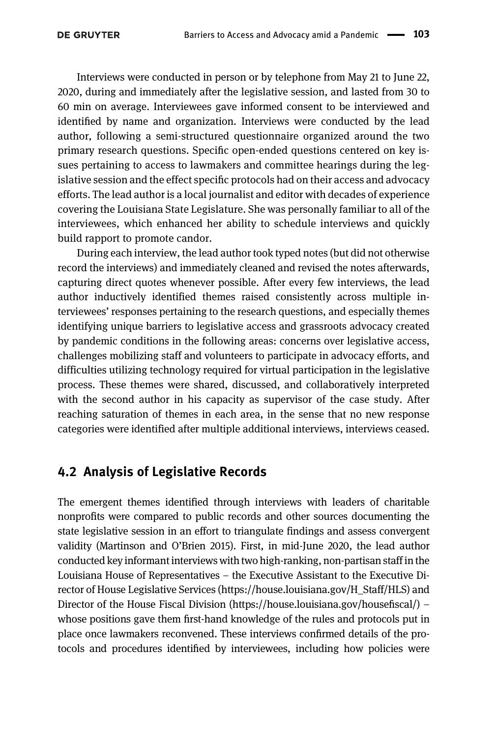Interviews were conducted in person or by telephone from May 21 to June 22, 2020, during and immediately after the legislative session, and lasted from 30 to 60 min on average. Interviewees gave informed consent to be interviewed and identified by name and organization. Interviews were conducted by the lead author, following a semi-structured questionnaire organized around the two primary research questions. Specific open-ended questions centered on key issues pertaining to access to lawmakers and committee hearings during the legislative session and the effect specific protocols had on their access and advocacy efforts. The lead author is a local journalist and editor with decades of experience covering the Louisiana State Legislature. She was personally familiar to all of the interviewees, which enhanced her ability to schedule interviews and quickly build rapport to promote candor.

During each interview, the lead author took typed notes (but did not otherwise record the interviews) and immediately cleaned and revised the notes afterwards, capturing direct quotes whenever possible. After every few interviews, the lead author inductively identified themes raised consistently across multiple interviewees' responses pertaining to the research questions, and especially themes identifying unique barriers to legislative access and grassroots advocacy created by pandemic conditions in the following areas: concerns over legislative access, challenges mobilizing staff and volunteers to participate in advocacy efforts, and difficulties utilizing technology required for virtual participation in the legislative process. These themes were shared, discussed, and collaboratively interpreted with the second author in his capacity as supervisor of the case study. After reaching saturation of themes in each area, in the sense that no new response categories were identified after multiple additional interviews, interviews ceased.

## 4.2 Analysis of Legislative Records

The emergent themes identified through interviews with leaders of charitable nonprofits were compared to public records and other sources documenting the state legislative session in an effort to triangulate findings and assess convergent validity (Martinson and O'Brien 2015). First, in mid-June 2020, the lead author conducted key informant interviews with two high-ranking, non-partisan staff in the Louisiana House of Representatives – the Executive Assistant to the Executive Director of House Legislative Services (https://house.louisiana.gov/H_Staff/HLS) and Director of the House Fiscal Division (https://house.louisiana.gov/housefiscal/) – whose positions gave them first-hand knowledge of the rules and protocols put in place once lawmakers reconvened. These interviews confirmed details of the protocols and procedures identified by interviewees, including how policies were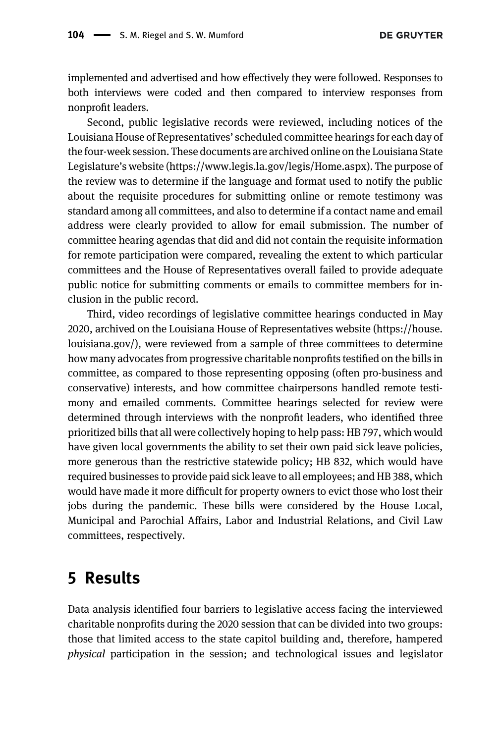implemented and advertised and how effectively they were followed. Responses to both interviews were coded and then compared to interview responses from nonprofit leaders.

Second, public legislative records were reviewed, including notices of the Louisiana House of Representatives' scheduled committee hearings for each day of the four-week session. These documents are archived online on the Louisiana State Legislature's website (https://www.legis.la.gov/legis/Home.aspx). The purpose of the review was to determine if the language and format used to notify the public about the requisite procedures for submitting online or remote testimony was standard among all committees, and also to determine if a contact name and email address were clearly provided to allow for email submission. The number of committee hearing agendas that did and did not contain the requisite information for remote participation were compared, revealing the extent to which particular committees and the House of Representatives overall failed to provide adequate public notice for submitting comments or emails to committee members for inclusion in the public record.

Third, video recordings of legislative committee hearings conducted in May 2020, archived on the Louisiana House of Representatives website (https://house.louisiana.gov/), were reviewed from a sample of three committees to determine how many advocates from progressive charitable nonprofits testified on the bills in committee, as compared to those representing opposing (often pro-business and conservative) interests, and how committee chairpersons handled remote testimony and emailed comments. Committee hearings selected for review were determined through interviews with the nonprofit leaders, who identified three prioritized bills that all were collectively hoping to help pass: HB 797, which would have given local governments the ability to set their own paid sick leave policies, more generous than the restrictive statewide policy; HB 832, which would have required businesses to provide paid sick leave to all employees; and HB 388, which would have made it more difficult for property owners to evict those who lost their jobs during the pandemic. These bills were considered by the House Local, Municipal and Parochial Affairs, Labor and Industrial Relations, and Civil Law committees, respectively.

## 5 Results

Data analysis identified four barriers to legislative access facing the interviewed charitable nonprofits during the 2020 session that can be divided into two groups: those that limited access to the state capitol building and, therefore, hampered *physical* participation in the session; and technological issues and legislator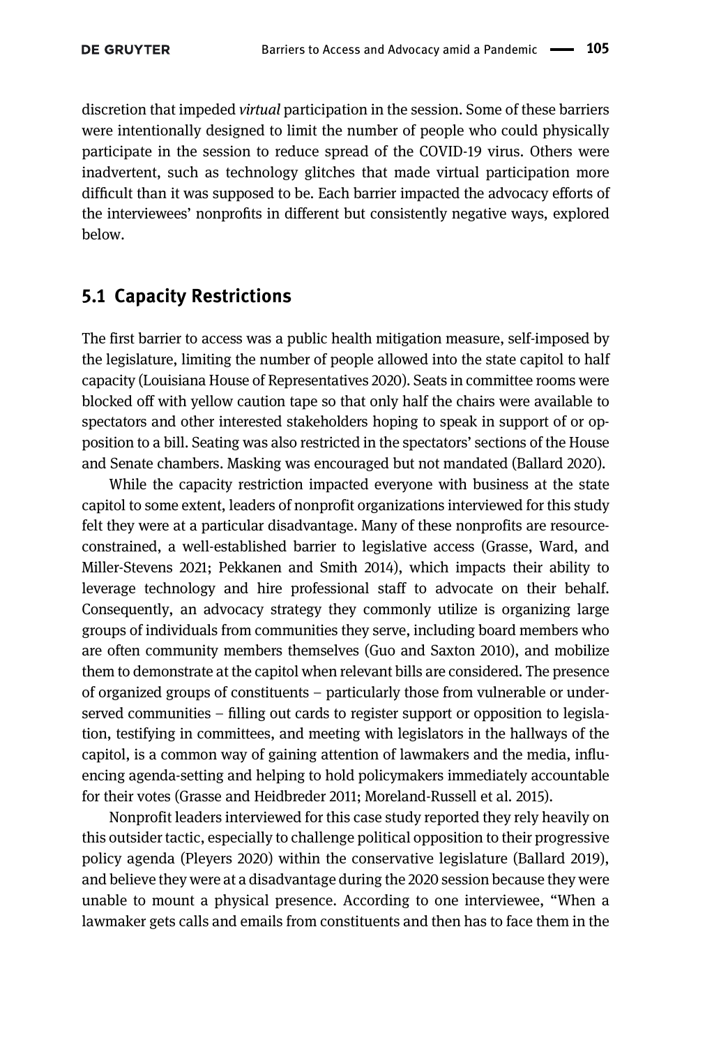discretion that impeded *virtual* participation in the session. Some of these barriers were intentionally designed to limit the number of people who could physically participate in the session to reduce spread of the COVID-19 virus. Others were inadvertent, such as technology glitches that made virtual participation more difficult than it was supposed to be. Each barrier impacted the advocacy efforts of the interviewees' nonprofits in different but consistently negative ways, explored below.

## 5.1 Capacity Restrictions

The first barrier to access was a public health mitigation measure, self-imposed by the legislature, limiting the number of people allowed into the state capitol to half capacity (Louisiana House of Representatives 2020). Seats in committee rooms were blocked off with yellow caution tape so that only half the chairs were available to spectators and other interested stakeholders hoping to speak in support of or opposition to a bill. Seating was also restricted in the spectators' sections of the House and Senate chambers. Masking was encouraged but not mandated (Ballard 2020).

While the capacity restriction impacted everyone with business at the state capitol to some extent, leaders of nonprofit organizations interviewed for this study felt they were at a particular disadvantage. Many of these nonprofits are resource-constrained, a well-established barrier to legislative access (Grasse, Ward, and Miller-Stevens 2021; Pekkanen and Smith 2014), which impacts their ability to leverage technology and hire professional staff to advocate on their behalf. Consequently, an advocacy strategy they commonly utilize is organizing large groups of individuals from communities they serve, including board members who are often community members themselves (Guo and Saxton 2010), and mobilize them to demonstrate at the capitol when relevant bills are considered. The presence of organized groups of constituents – particularly those from vulnerable or underserved communities – filling out cards to register support or opposition to legislation, testifying in committees, and meeting with legislators in the hallways of the capitol, is a common way of gaining attention of lawmakers and the media, influencing agenda-setting and helping to hold policymakers immediately accountable for their votes (Grasse and Heidbreder 2011; Moreland-Russell et al. 2015).

Nonprofit leaders interviewed for this case study reported they rely heavily on this outsider tactic, especially to challenge political opposition to their progressive policy agenda (Pleyers 2020) within the conservative legislature (Ballard 2019), and believe they were at a disadvantage during the 2020 session because they were unable to mount a physical presence. According to one interviewee, "When a lawmaker gets calls and emails from constituents and then has to face them in the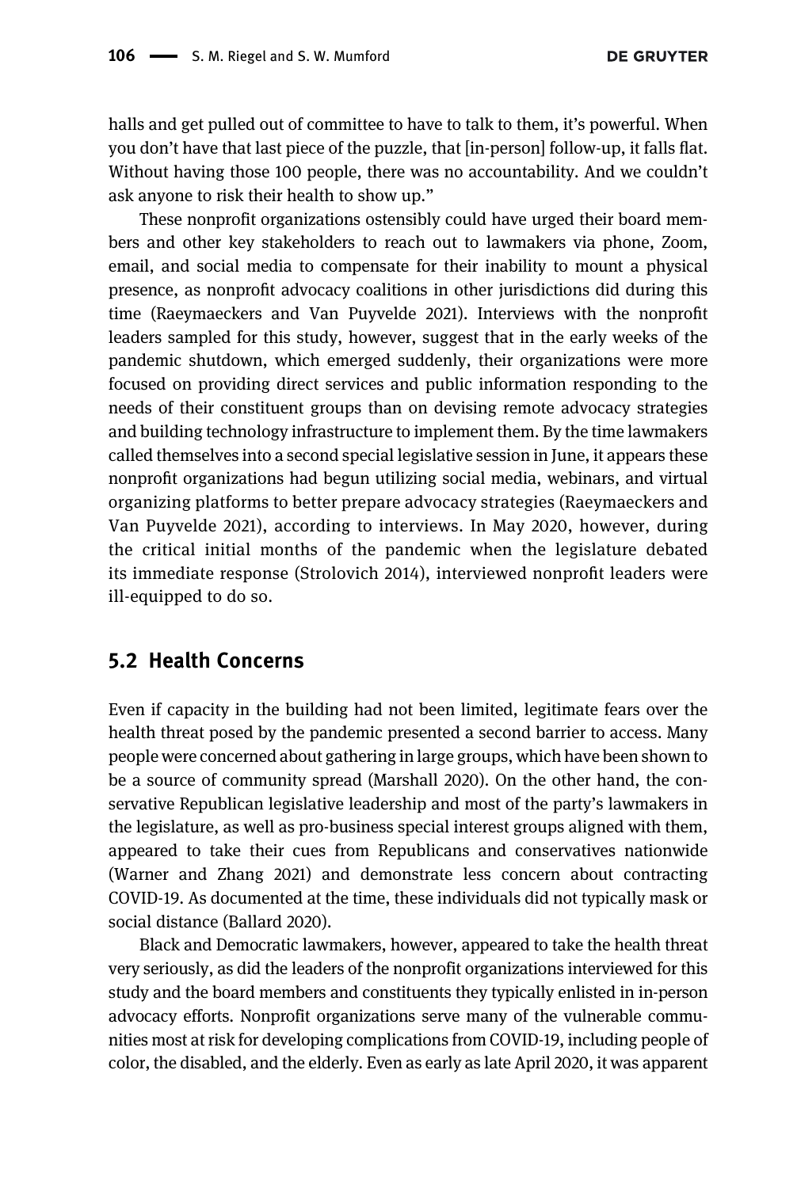halls and get pulled out of committee to have to talk to them, it's powerful. When you don't have that last piece of the puzzle, that [in-person] follow-up, it falls flat. Without having those 100 people, there was no accountability. And we couldn't ask anyone to risk their health to show up."

These nonprofit organizations ostensibly could have urged their board members and other key stakeholders to reach out to lawmakers via phone, Zoom, email, and social media to compensate for their inability to mount a physical presence, as nonprofit advocacy coalitions in other jurisdictions did during this time (Raeymaeckers and Van Puyvelde 2021). Interviews with the nonprofit leaders sampled for this study, however, suggest that in the early weeks of the pandemic shutdown, which emerged suddenly, their organizations were more focused on providing direct services and public information responding to the needs of their constituent groups than on devising remote advocacy strategies and building technology infrastructure to implement them. By the time lawmakers called themselves into a second special legislative session in June, it appears these nonprofit organizations had begun utilizing social media, webinars, and virtual organizing platforms to better prepare advocacy strategies (Raeymaeckers and Van Puyvelde 2021), according to interviews. In May 2020, however, during the critical initial months of the pandemic when the legislature debated its immediate response (Strolovich 2014), interviewed nonprofit leaders were ill-equipped to do so.

## 5.2 Health Concerns

Even if capacity in the building had not been limited, legitimate fears over the health threat posed by the pandemic presented a second barrier to access. Many people were concerned about gathering in large groups, which have been shown to be a source of community spread (Marshall 2020). On the other hand, the conservative Republican legislative leadership and most of the party's lawmakers in the legislature, as well as pro-business special interest groups aligned with them, appeared to take their cues from Republicans and conservatives nationwide (Warner and Zhang 2021) and demonstrate less concern about contracting COVID-19. As documented at the time, these individuals did not typically mask or social distance (Ballard 2020).

Black and Democratic lawmakers, however, appeared to take the health threat very seriously, as did the leaders of the nonprofit organizations interviewed for this study and the board members and constituents they typically enlisted in in-person advocacy efforts. Nonprofit organizations serve many of the vulnerable communities most at risk for developing complications from COVID-19, including people of color, the disabled, and the elderly. Even as early as late April 2020, it was apparent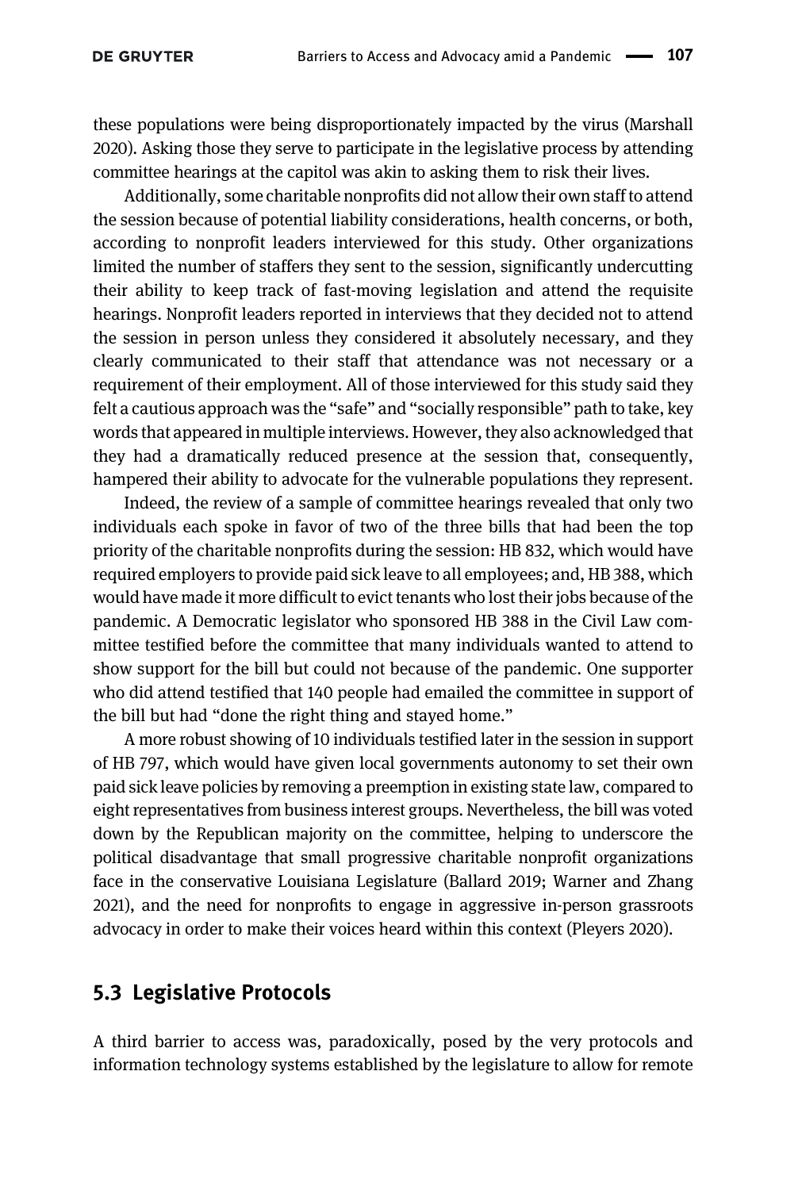these populations were being disproportionately impacted by the virus (Marshall 2020). Asking those they serve to participate in the legislative process by attending committee hearings at the capitol was akin to asking them to risk their lives.

Additionally, some charitable nonprofits did not allow their own staff to attend the session because of potential liability considerations, health concerns, or both, according to nonprofit leaders interviewed for this study. Other organizations limited the number of staffers they sent to the session, significantly undercutting their ability to keep track of fast-moving legislation and attend the requisite hearings. Nonprofit leaders reported in interviews that they decided not to attend the session in person unless they considered it absolutely necessary, and they clearly communicated to their staff that attendance was not necessary or a requirement of their employment. All of those interviewed for this study said they felt a cautious approach was the "safe" and "socially responsible" path to take, key words that appeared in multiple interviews. However, they also acknowledged that they had a dramatically reduced presence at the session that, consequently, hampered their ability to advocate for the vulnerable populations they represent.

Indeed, the review of a sample of committee hearings revealed that only two individuals each spoke in favor of two of the three bills that had been the top priority of the charitable nonprofits during the session: HB 832, which would have required employers to provide paid sick leave to all employees; and, HB 388, which would have made it more difficult to evict tenants who lost their jobs because of the pandemic. A Democratic legislator who sponsored HB 388 in the Civil Law committee testified before the committee that many individuals wanted to attend to show support for the bill but could not because of the pandemic. One supporter who did attend testified that 140 people had emailed the committee in support of the bill but had "done the right thing and stayed home."

A more robust showing of 10 individuals testified later in the session in support of HB 797, which would have given local governments autonomy to set their own paid sick leave policies by removing a preemption in existing state law, compared to eight representatives from business interest groups. Nevertheless, the bill was voted down by the Republican majority on the committee, helping to underscore the political disadvantage that small progressive charitable nonprofit organizations face in the conservative Louisiana Legislature (Ballard 2019; Warner and Zhang 2021), and the need for nonprofits to engage in aggressive in-person grassroots advocacy in order to make their voices heard within this context (Pleyers 2020).

## 5.3 Legislative Protocols

A third barrier to access was, paradoxically, posed by the very protocols and information technology systems established by the legislature to allow for remote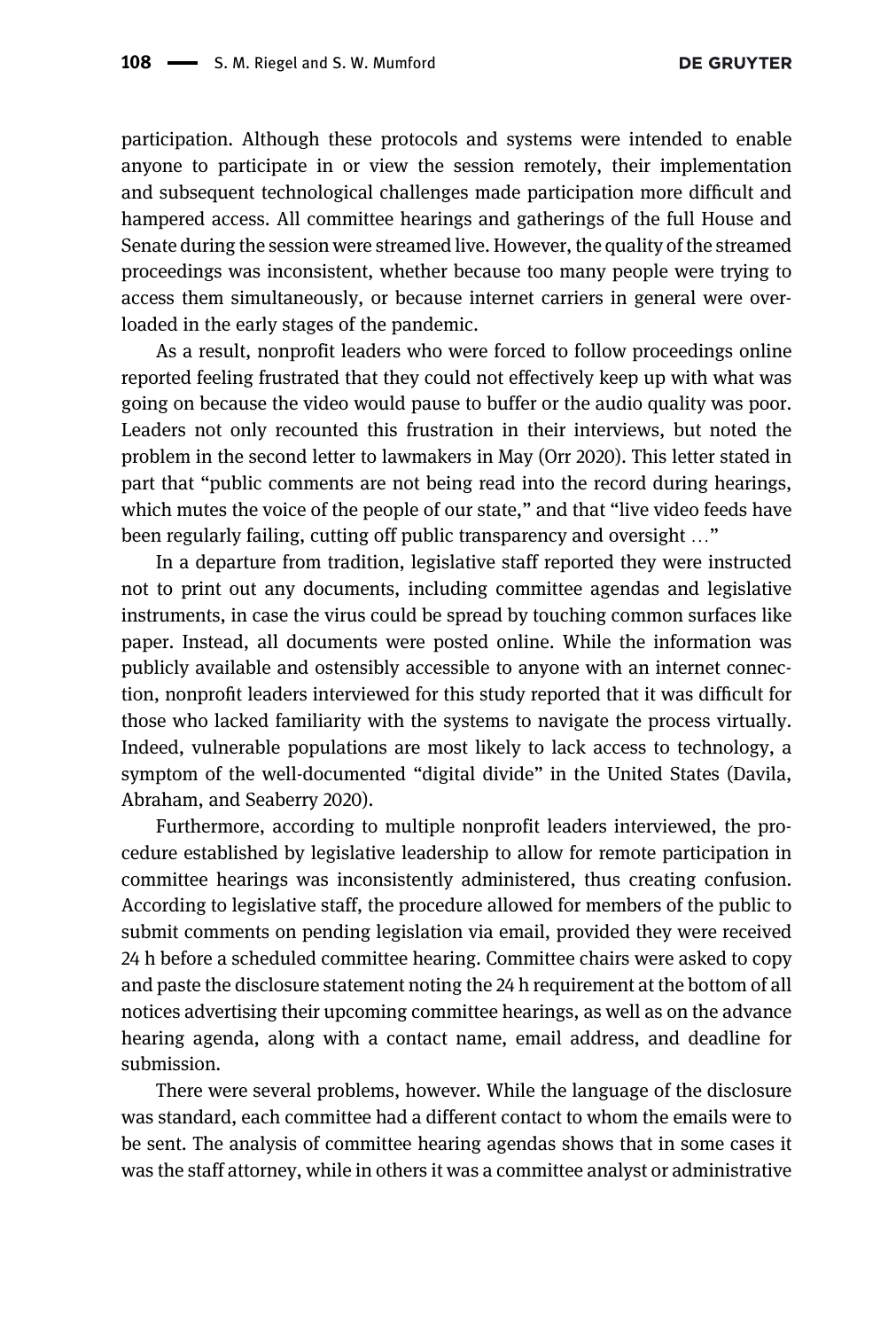participation. Although these protocols and systems were intended to enable anyone to participate in or view the session remotely, their implementation and subsequent technological challenges made participation more difficult and hampered access. All committee hearings and gatherings of the full House and Senate during the session were streamed live. However, the quality of the streamed proceedings was inconsistent, whether because too many people were trying to access them simultaneously, or because internet carriers in general were overloaded in the early stages of the pandemic.

As a result, nonprofit leaders who were forced to follow proceedings online reported feeling frustrated that they could not effectively keep up with what was going on because the video would pause to buffer or the audio quality was poor. Leaders not only recounted this frustration in their interviews, but noted the problem in the second letter to lawmakers in May (Orr 2020). This letter stated in part that "public comments are not being read into the record during hearings, which mutes the voice of the people of our state," and that "live video feeds have been regularly failing, cutting off public transparency and oversight …"

In a departure from tradition, legislative staff reported they were instructed not to print out any documents, including committee agendas and legislative instruments, in case the virus could be spread by touching common surfaces like paper. Instead, all documents were posted online. While the information was publicly available and ostensibly accessible to anyone with an internet connection, nonprofit leaders interviewed for this study reported that it was difficult for those who lacked familiarity with the systems to navigate the process virtually. Indeed, vulnerable populations are most likely to lack access to technology, a symptom of the well-documented "digital divide" in the United States (Davila, Abraham, and Seaberry 2020).

Furthermore, according to multiple nonprofit leaders interviewed, the procedure established by legislative leadership to allow for remote participation in committee hearings was inconsistently administered, thus creating confusion. According to legislative staff, the procedure allowed for members of the public to submit comments on pending legislation via email, provided they were received 24 h before a scheduled committee hearing. Committee chairs were asked to copy and paste the disclosure statement noting the 24 h requirement at the bottom of all notices advertising their upcoming committee hearings, as well as on the advance hearing agenda, along with a contact name, email address, and deadline for submission.

There were several problems, however. While the language of the disclosure was standard, each committee had a different contact to whom the emails were to be sent. The analysis of committee hearing agendas shows that in some cases it was the staff attorney, while in others it was a committee analyst or administrative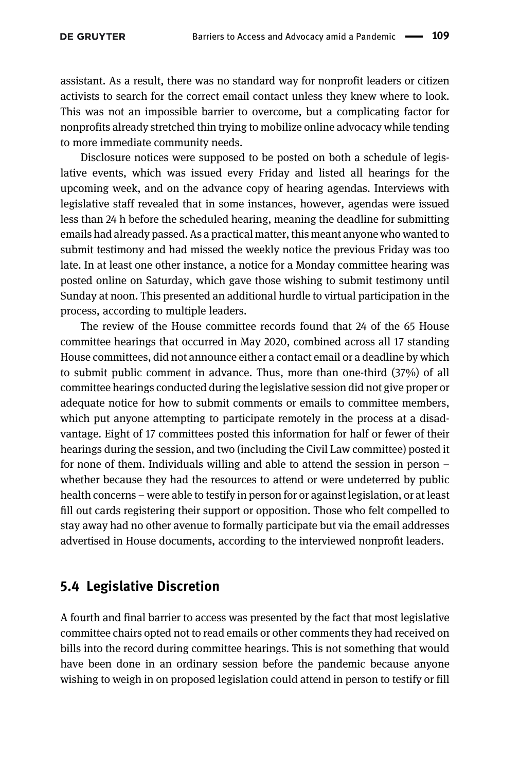assistant. As a result, there was no standard way for nonprofit leaders or citizen activists to search for the correct email contact unless they knew where to look. This was not an impossible barrier to overcome, but a complicating factor for nonprofits already stretched thin trying to mobilize online advocacy while tending to more immediate community needs.

Disclosure notices were supposed to be posted on both a schedule of legislative events, which was issued every Friday and listed all hearings for the upcoming week, and on the advance copy of hearing agendas. Interviews with legislative staff revealed that in some instances, however, agendas were issued less than 24 h before the scheduled hearing, meaning the deadline for submitting emails had already passed. As a practical matter, this meant anyone who wanted to submit testimony and had missed the weekly notice the previous Friday was too late. In at least one other instance, a notice for a Monday committee hearing was posted online on Saturday, which gave those wishing to submit testimony until Sunday at noon. This presented an additional hurdle to virtual participation in the process, according to multiple leaders.

The review of the House committee records found that 24 of the 65 House committee hearings that occurred in May 2020, combined across all 17 standing House committees, did not announce either a contact email or a deadline by which to submit public comment in advance. Thus, more than one-third (37%) of all committee hearings conducted during the legislative session did not give proper or adequate notice for how to submit comments or emails to committee members, which put anyone attempting to participate remotely in the process at a disadvantage. Eight of 17 committees posted this information for half or fewer of their hearings during the session, and two (including the Civil Law committee) posted it for none of them. Individuals willing and able to attend the session in person – whether because they had the resources to attend or were undeterred by public health concerns – were able to testify in person for or against legislation, or at least fill out cards registering their support or opposition. Those who felt compelled to stay away had no other avenue to formally participate but via the email addresses advertised in House documents, according to the interviewed nonprofit leaders.

## 5.4 Legislative Discretion

A fourth and final barrier to access was presented by the fact that most legislative committee chairs opted not to read emails or other comments they had received on bills into the record during committee hearings. This is not something that would have been done in an ordinary session before the pandemic because anyone wishing to weigh in on proposed legislation could attend in person to testify or fill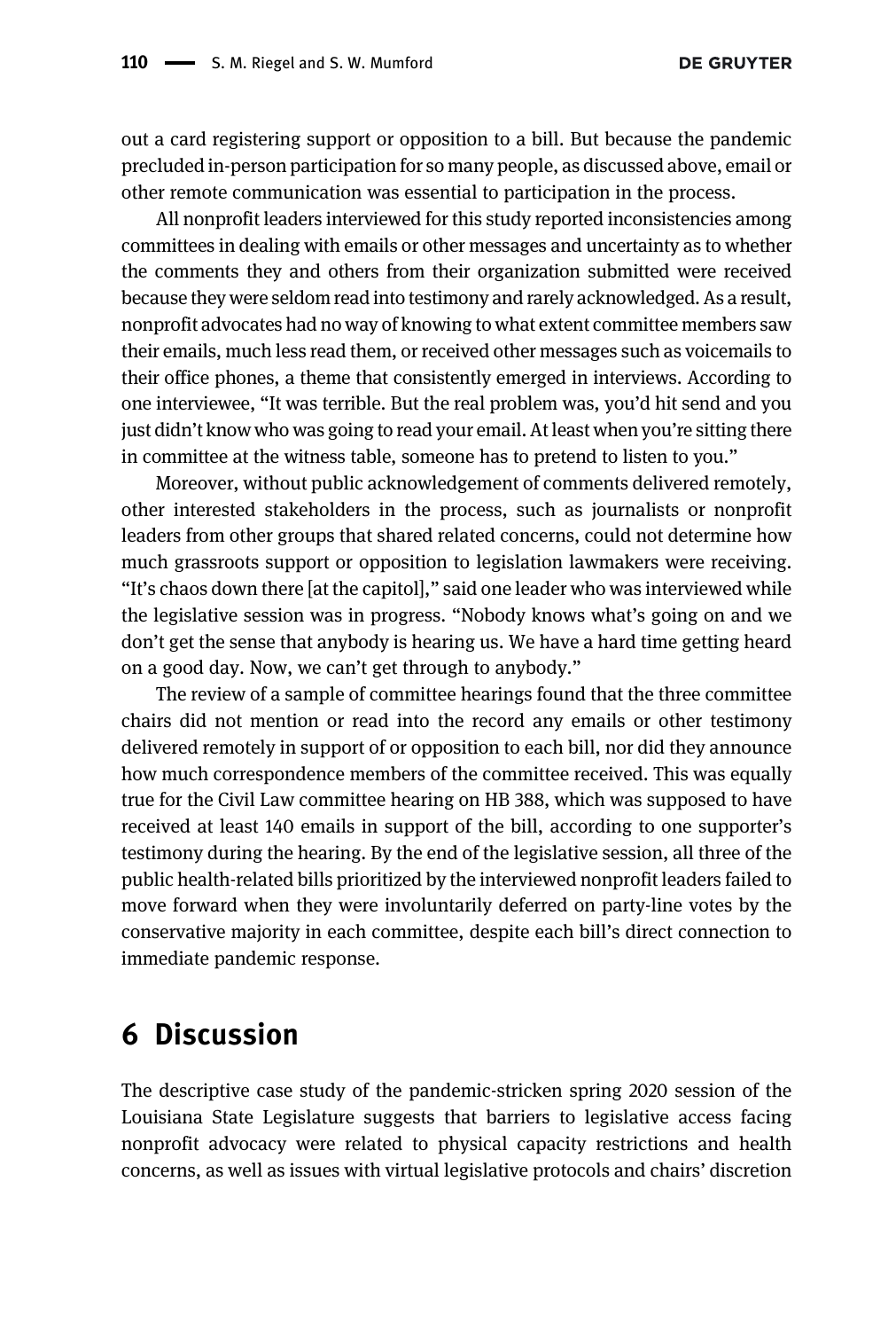out a card registering support or opposition to a bill. But because the pandemic precluded in-person participation for so many people, as discussed above, email or other remote communication was essential to participation in the process.

All nonprofit leaders interviewed for this study reported inconsistencies among committees in dealing with emails or other messages and uncertainty as to whether the comments they and others from their organization submitted were received because they were seldom read into testimony and rarely acknowledged. As a result, nonprofit advocates had no way of knowing to what extent committee members saw their emails, much less read them, or received other messages such as voicemails to their office phones, a theme that consistently emerged in interviews. According to one interviewee, "It was terrible. But the real problem was, you'd hit send and you just didn't know who was going to read your email. At least when you're sitting there in committee at the witness table, someone has to pretend to listen to you."

Moreover, without public acknowledgement of comments delivered remotely, other interested stakeholders in the process, such as journalists or nonprofit leaders from other groups that shared related concerns, could not determine how much grassroots support or opposition to legislation lawmakers were receiving. "It's chaos down there [at the capitol]," said one leader who was interviewed while the legislative session was in progress. "Nobody knows what's going on and we don't get the sense that anybody is hearing us. We have a hard time getting heard on a good day. Now, we can't get through to anybody."

The review of a sample of committee hearings found that the three committee chairs did not mention or read into the record any emails or other testimony delivered remotely in support of or opposition to each bill, nor did they announce how much correspondence members of the committee received. This was equally true for the Civil Law committee hearing on HB 388, which was supposed to have received at least 140 emails in support of the bill, according to one supporter's testimony during the hearing. By the end of the legislative session, all three of the public health-related bills prioritized by the interviewed nonprofit leaders failed to move forward when they were involuntarily deferred on party-line votes by the conservative majority in each committee, despite each bill's direct connection to immediate pandemic response.

## 6 Discussion

The descriptive case study of the pandemic-stricken spring 2020 session of the Louisiana State Legislature suggests that barriers to legislative access facing nonprofit advocacy were related to physical capacity restrictions and health concerns, as well as issues with virtual legislative protocols and chairs' discretion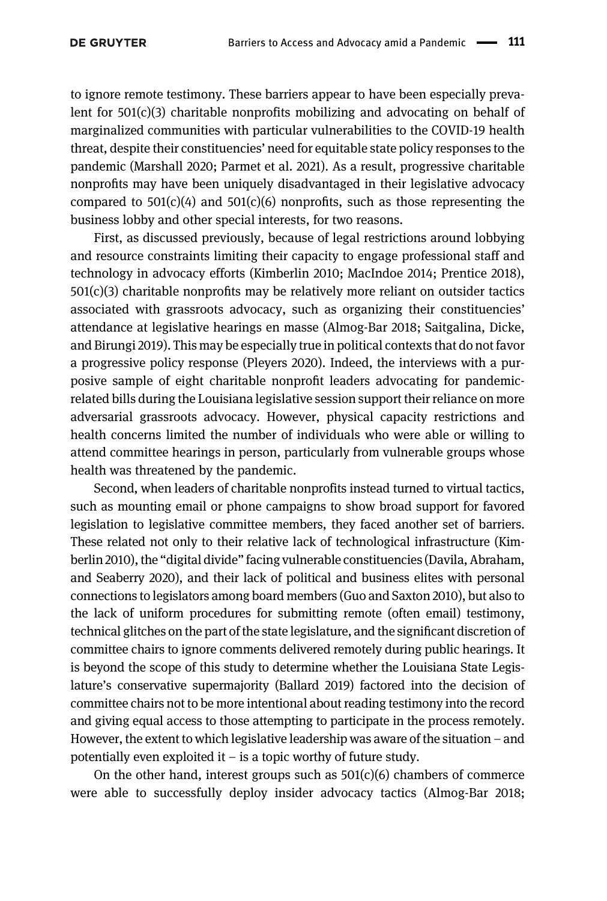to ignore remote testimony. These barriers appear to have been especially prevalent for 501(c)(3) charitable nonprofits mobilizing and advocating on behalf of marginalized communities with particular vulnerabilities to the COVID-19 health threat, despite their constituencies' need for equitable state policy responses to the pandemic (Marshall 2020; Parmet et al. 2021). As a result, progressive charitable nonprofits may have been uniquely disadvantaged in their legislative advocacy compared to 501(c)(4) and 501(c)(6) nonprofits, such as those representing the business lobby and other special interests, for two reasons.

First, as discussed previously, because of legal restrictions around lobbying and resource constraints limiting their capacity to engage professional staff and technology in advocacy efforts (Kimberlin 2010; MacIndoe 2014; Prentice 2018), 501(c)(3) charitable nonprofits may be relatively more reliant on outsider tactics associated with grassroots advocacy, such as organizing their constituencies' attendance at legislative hearings en masse (Almog-Bar 2018; Saitgalina, Dicke, and Birungi 2019). This may be especially true in political contexts that do not favor a progressive policy response (Pleyers 2020). Indeed, the interviews with a purposive sample of eight charitable nonprofit leaders advocating for pandemic-related bills during the Louisiana legislative session support their reliance on more adversarial grassroots advocacy. However, physical capacity restrictions and health concerns limited the number of individuals who were able or willing to attend committee hearings in person, particularly from vulnerable groups whose health was threatened by the pandemic.

Second, when leaders of charitable nonprofits instead turned to virtual tactics, such as mounting email or phone campaigns to show broad support for favored legislation to legislative committee members, they faced another set of barriers. These related not only to their relative lack of technological infrastructure (Kimberlin 2010), the "digital divide" facing vulnerable constituencies (Davila, Abraham, and Seaberry 2020), and their lack of political and business elites with personal connections to legislators among board members (Guo and Saxton 2010), but also to the lack of uniform procedures for submitting remote (often email) testimony, technical glitches on the part of the state legislature, and the significant discretion of committee chairs to ignore comments delivered remotely during public hearings. It is beyond the scope of this study to determine whether the Louisiana State Legislature's conservative supermajority (Ballard 2019) factored into the decision of committee chairs not to be more intentional about reading testimony into the record and giving equal access to those attempting to participate in the process remotely. However, the extent to which legislative leadership was aware of the situation – and potentially even exploited it – is a topic worthy of future study.

On the other hand, interest groups such as 501(c)(6) chambers of commerce were able to successfully deploy insider advocacy tactics (Almog-Bar 2018;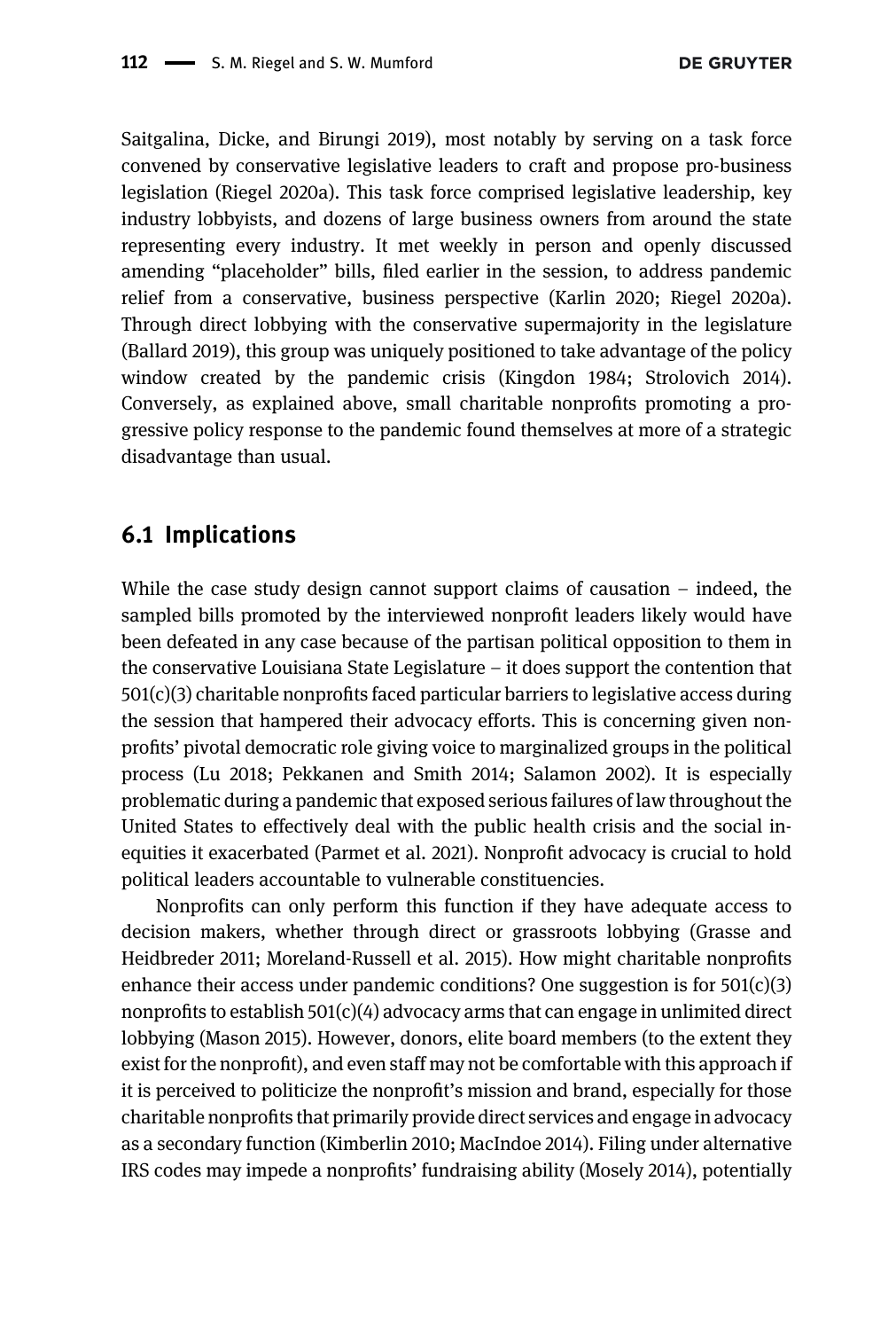Saitgalina, Dicke, and Birungi 2019), most notably by serving on a task force convened by conservative legislative leaders to craft and propose pro-business legislation (Riegel 2020a). This task force comprised legislative leadership, key industry lobbyists, and dozens of large business owners from around the state representing every industry. It met weekly in person and openly discussed amending "placeholder" bills, filed earlier in the session, to address pandemic relief from a conservative, business perspective (Karlin 2020; Riegel 2020a). Through direct lobbying with the conservative supermajority in the legislature (Ballard 2019), this group was uniquely positioned to take advantage of the policy window created by the pandemic crisis (Kingdon 1984; Strolovich 2014). Conversely, as explained above, small charitable nonprofits promoting a progressive policy response to the pandemic found themselves at more of a strategic disadvantage than usual.

## 6.1 Implications

While the case study design cannot support claims of causation – indeed, the sampled bills promoted by the interviewed nonprofit leaders likely would have been defeated in any case because of the partisan political opposition to them in the conservative Louisiana State Legislature – it does support the contention that 501(c)(3) charitable nonprofits faced particular barriers to legislative access during the session that hampered their advocacy efforts. This is concerning given nonprofits' pivotal democratic role giving voice to marginalized groups in the political process (Lu 2018; Pekkanen and Smith 2014; Salamon 2002). It is especially problematic during a pandemic that exposed serious failures of law throughout the United States to effectively deal with the public health crisis and the social inequities it exacerbated (Parmet et al. 2021). Nonprofit advocacy is crucial to hold political leaders accountable to vulnerable constituencies.

Nonprofits can only perform this function if they have adequate access to decision makers, whether through direct or grassroots lobbying (Grasse and Heidbreder 2011; Moreland-Russell et al. 2015). How might charitable nonprofits enhance their access under pandemic conditions? One suggestion is for 501(c)(3) nonprofits to establish 501(c)(4) advocacy arms that can engage in unlimited direct lobbying (Mason 2015). However, donors, elite board members (to the extent they exist for the nonprofit), and even staff may not be comfortable with this approach if it is perceived to politicize the nonprofit's mission and brand, especially for those charitable nonprofits that primarily provide direct services and engage in advocacy as a secondary function (Kimberlin 2010; MacIndoe 2014). Filing under alternative IRS codes may impede a nonprofits' fundraising ability (Mosely 2014), potentially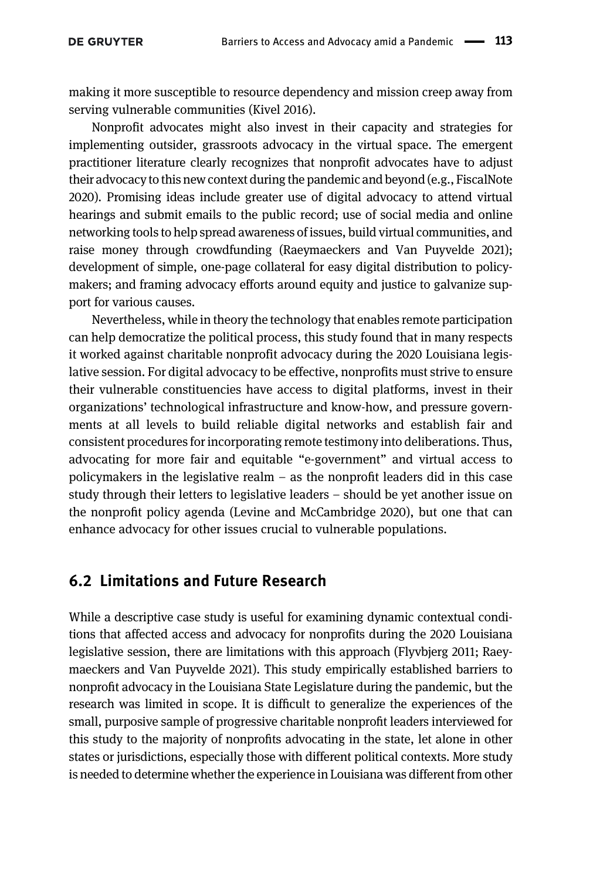making it more susceptible to resource dependency and mission creep away from serving vulnerable communities (Kivel 2016).

Nonprofit advocates might also invest in their capacity and strategies for implementing outsider, grassroots advocacy in the virtual space. The emergent practitioner literature clearly recognizes that nonprofit advocates have to adjust their advocacy to this new context during the pandemic and beyond (e.g., FiscalNote 2020). Promising ideas include greater use of digital advocacy to attend virtual hearings and submit emails to the public record; use of social media and online networking tools to help spread awareness of issues, build virtual communities, and raise money through crowdfunding (Raeymaeckers and Van Puyvelde 2021); development of simple, one-page collateral for easy digital distribution to policymakers; and framing advocacy efforts around equity and justice to galvanize support for various causes.

Nevertheless, while in theory the technology that enables remote participation can help democratize the political process, this study found that in many respects it worked against charitable nonprofit advocacy during the 2020 Louisiana legislative session. For digital advocacy to be effective, nonprofits must strive to ensure their vulnerable constituencies have access to digital platforms, invest in their organizations' technological infrastructure and know-how, and pressure governments at all levels to build reliable digital networks and establish fair and consistent procedures for incorporating remote testimony into deliberations. Thus, advocating for more fair and equitable "e-government" and virtual access to policymakers in the legislative realm – as the nonprofit leaders did in this case study through their letters to legislative leaders – should be yet another issue on the nonprofit policy agenda (Levine and McCambridge 2020), but one that can enhance advocacy for other issues crucial to vulnerable populations.

## 6.2 Limitations and Future Research

While a descriptive case study is useful for examining dynamic contextual conditions that affected access and advocacy for nonprofits during the 2020 Louisiana legislative session, there are limitations with this approach (Flyvbjerg 2011; Raeymaeckers and Van Puyvelde 2021). This study empirically established barriers to nonprofit advocacy in the Louisiana State Legislature during the pandemic, but the research was limited in scope. It is difficult to generalize the experiences of the small, purposive sample of progressive charitable nonprofit leaders interviewed for this study to the majority of nonprofits advocating in the state, let alone in other states or jurisdictions, especially those with different political contexts. More study is needed to determine whether the experience in Louisiana was different from other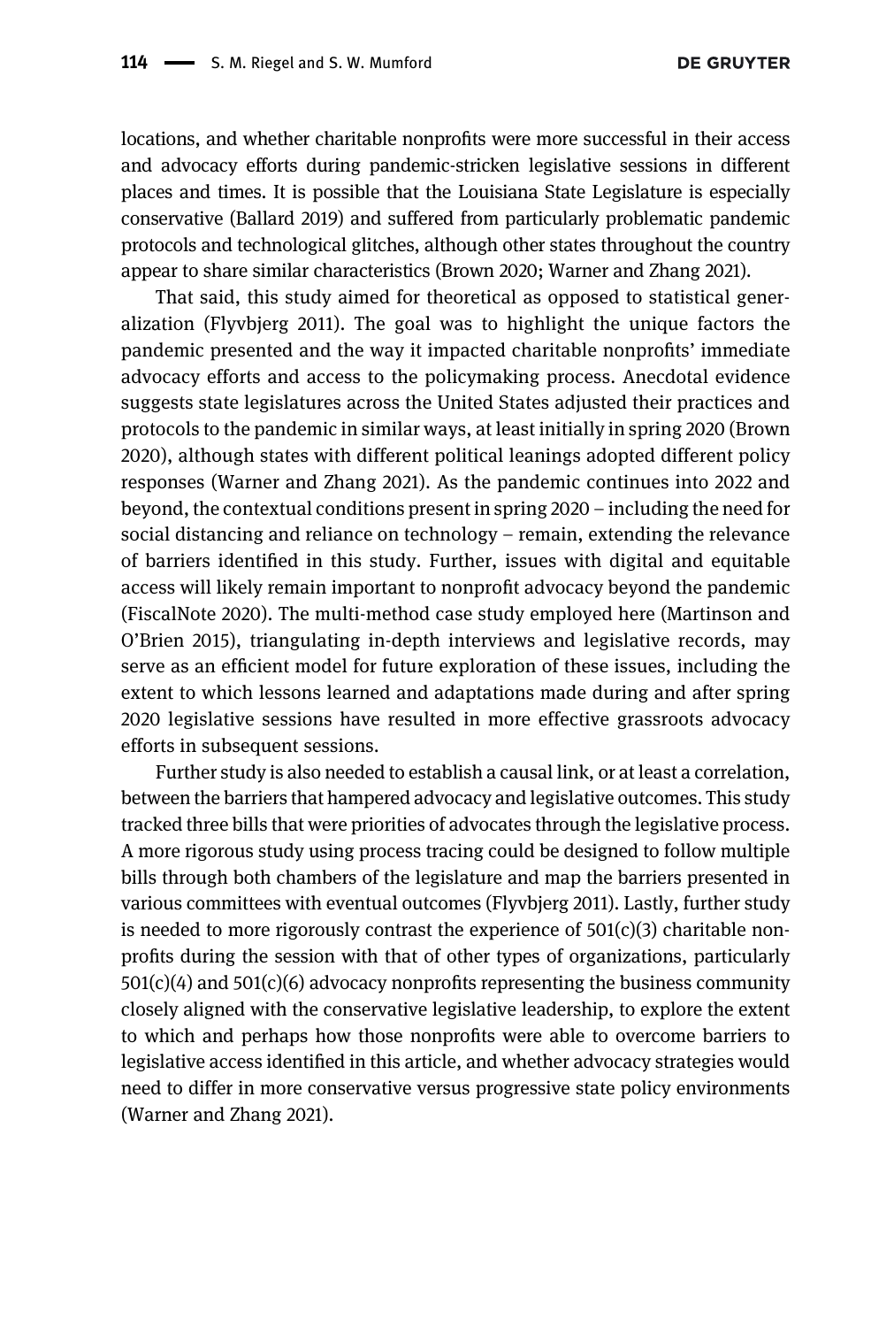locations, and whether charitable nonprofits were more successful in their access and advocacy efforts during pandemic-stricken legislative sessions in different places and times. It is possible that the Louisiana State Legislature is especially conservative (Ballard 2019) and suffered from particularly problematic pandemic protocols and technological glitches, although other states throughout the country appear to share similar characteristics (Brown 2020; Warner and Zhang 2021).

That said, this study aimed for theoretical as opposed to statistical generalization (Flyvbjerg 2011). The goal was to highlight the unique factors the pandemic presented and the way it impacted charitable nonprofits' immediate advocacy efforts and access to the policymaking process. Anecdotal evidence suggests state legislatures across the United States adjusted their practices and protocols to the pandemic in similar ways, at least initially in spring 2020 (Brown 2020), although states with different political leanings adopted different policy responses (Warner and Zhang 2021). As the pandemic continues into 2022 and beyond, the contextual conditions present in spring 2020 – including the need for social distancing and reliance on technology – remain, extending the relevance of barriers identified in this study. Further, issues with digital and equitable access will likely remain important to nonprofit advocacy beyond the pandemic (FiscalNote 2020). The multi-method case study employed here (Martinson and O'Brien 2015), triangulating in-depth interviews and legislative records, may serve as an efficient model for future exploration of these issues, including the extent to which lessons learned and adaptations made during and after spring 2020 legislative sessions have resulted in more effective grassroots advocacy efforts in subsequent sessions.

Further study is also needed to establish a causal link, or at least a correlation, between the barriers that hampered advocacy and legislative outcomes. This study tracked three bills that were priorities of advocates through the legislative process. A more rigorous study using process tracing could be designed to follow multiple bills through both chambers of the legislature and map the barriers presented in various committees with eventual outcomes (Flyvbjerg 2011). Lastly, further study is needed to more rigorously contrast the experience of 501(c)(3) charitable nonprofits during the session with that of other types of organizations, particularly 501(c)(4) and 501(c)(6) advocacy nonprofits representing the business community closely aligned with the conservative legislative leadership, to explore the extent to which and perhaps how those nonprofits were able to overcome barriers to legislative access identified in this article, and whether advocacy strategies would need to differ in more conservative versus progressive state policy environments (Warner and Zhang 2021).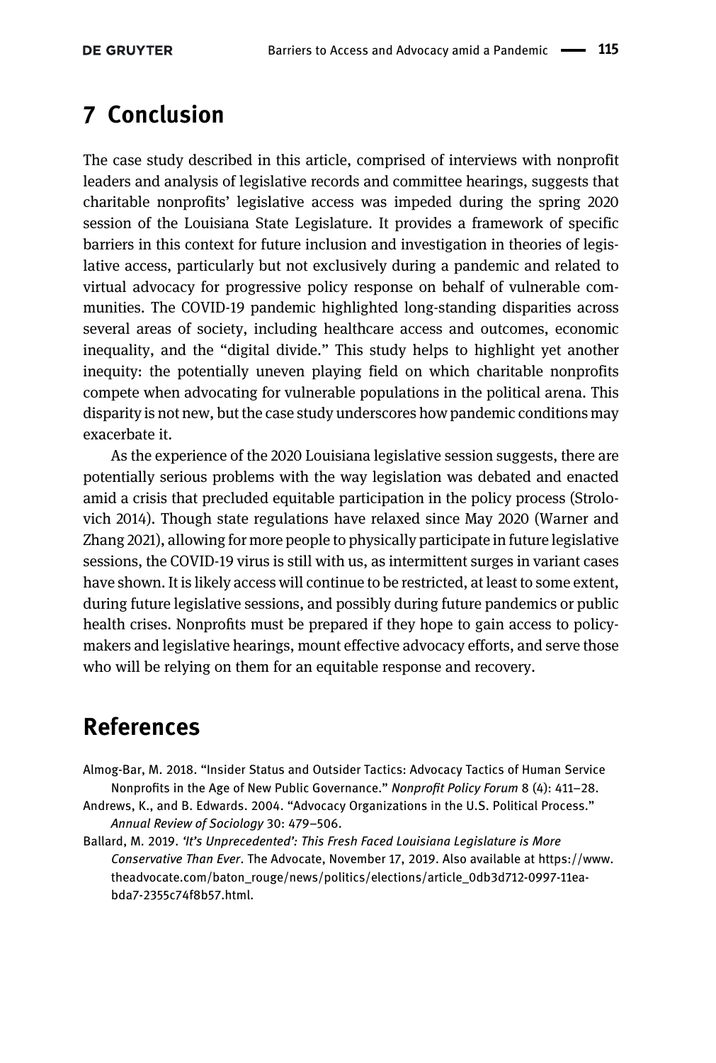## 7 Conclusion

The case study described in this article, comprised of interviews with nonprofit leaders and analysis of legislative records and committee hearings, suggests that charitable nonprofits' legislative access was impeded during the spring 2020 session of the Louisiana State Legislature. It provides a framework of specific barriers in this context for future inclusion and investigation in theories of legislative access, particularly but not exclusively during a pandemic and related to virtual advocacy for progressive policy response on behalf of vulnerable communities. The COVID-19 pandemic highlighted long-standing disparities across several areas of society, including healthcare access and outcomes, economic inequality, and the "digital divide." This study helps to highlight yet another inequity: the potentially uneven playing field on which charitable nonprofits compete when advocating for vulnerable populations in the political arena. This disparity is not new, but the case study underscores how pandemic conditions may exacerbate it.

As the experience of the 2020 Louisiana legislative session suggests, there are potentially serious problems with the way legislation was debated and enacted amid a crisis that precluded equitable participation in the policy process (Strolovich 2014). Though state regulations have relaxed since May 2020 (Warner and Zhang 2021), allowing for more people to physically participate in future legislative sessions, the COVID-19 virus is still with us, as intermittent surges in variant cases have shown. It is likely access will continue to be restricted, at least to some extent, during future legislative sessions, and possibly during future pandemics or public health crises. Nonprofits must be prepared if they hope to gain access to policymakers and legislative hearings, mount effective advocacy efforts, and serve those who will be relying on them for an equitable response and recovery.

## References

Almog-Bar, M. 2018. "Insider Status and Outsider Tactics: Advocacy Tactics of Human Service Nonprofits in the Age of New Public Governance." *Nonprofit Policy Forum* 8 (4): 411–28.

Andrews, K., and B. Edwards. 2004. "Advocacy Organizations in the U.S. Political Process." *Annual Review of Sociology* 30: 479–506.

Ballard, M. 2019. *'It's Unprecedented': This Fresh Faced Louisiana Legislature is More Conservative Than Ever*. The Advocate, November 17, 2019. Also available at https://www.theadvocate.com/baton_rouge/news/politics/elections/article_0db3d712-0997-11ea-bda7-2355c74f8b57.html.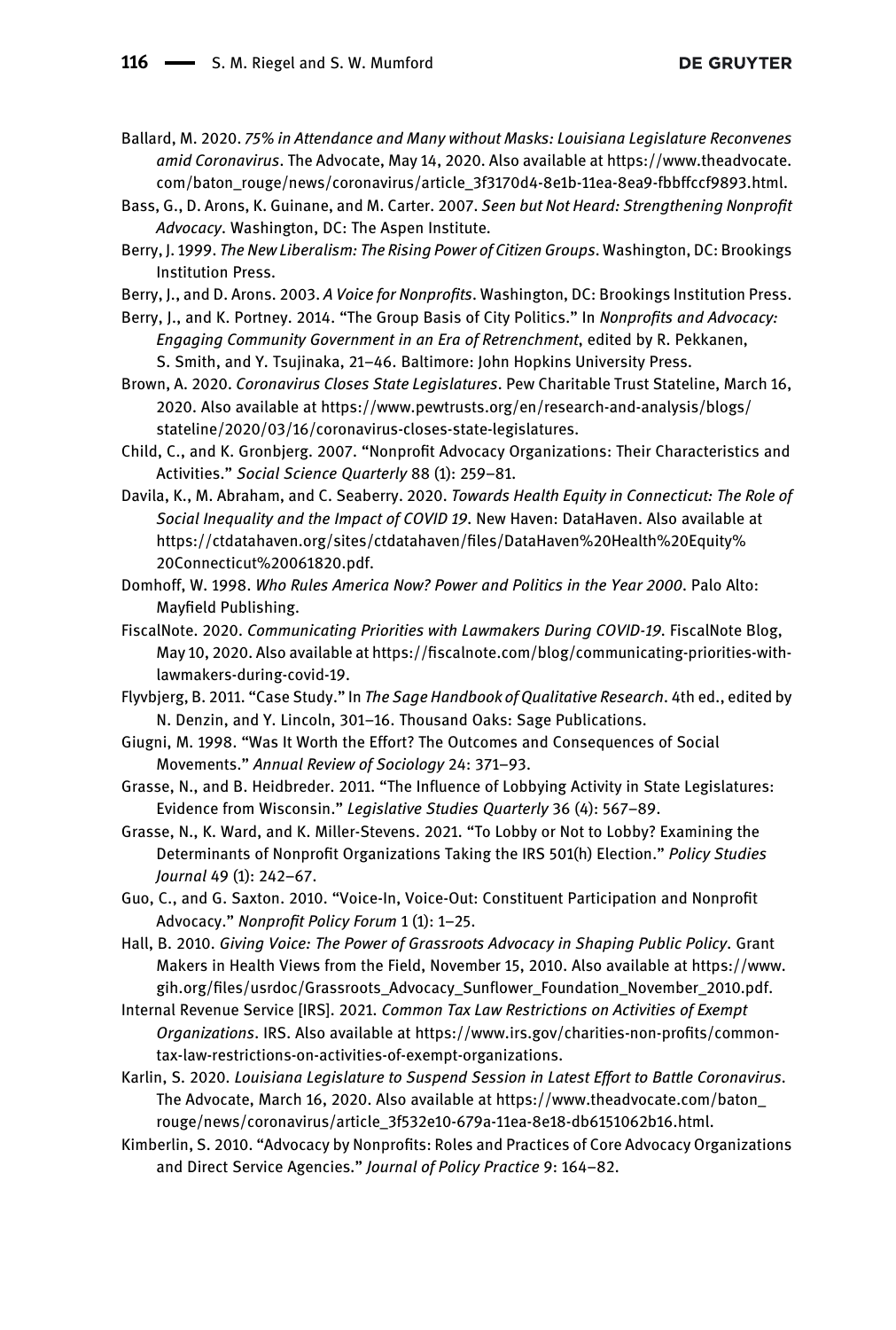Ballard, M. 2020. *75% in Attendance and Many without Masks: Louisiana Legislature Reconvenes amid Coronavirus*. The Advocate, May 14, 2020. Also available at https://www.theadvocate.com/baton_rouge/news/coronavirus/article_3f3170d4-8e1b-11ea-8ea9-fbbffccf9893.html.

Bass, G., D. Arons, K. Guinane, and M. Carter. 2007. *Seen but Not Heard: Strengthening Nonprofit Advocacy*. Washington, DC: The Aspen Institute.

Berry, J. 1999. *The New Liberalism: The Rising Power of Citizen Groups*. Washington, DC: Brookings Institution Press.

Berry, J., and D. Arons. 2003. *A Voice for Nonprofits*. Washington, DC: Brookings Institution Press.

Berry, J., and K. Portney. 2014. "The Group Basis of City Politics." In *Nonprofits and Advocacy: Engaging Community Government in an Era of Retrenchment*, edited by R. Pekkanen, S. Smith, and Y. Tsujinaka, 21–46. Baltimore: John Hopkins University Press.

Brown, A. 2020. *Coronavirus Closes State Legislatures*. Pew Charitable Trust Stateline, March 16, 2020. Also available at https://www.pewtrusts.org/en/research-and-analysis/blogs/stateline/2020/03/16/coronavirus-closes-state-legislatures.

Child, C., and K. Gronbjerg. 2007. "Nonprofit Advocacy Organizations: Their Characteristics and Activities." *Social Science Quarterly* 88 (1): 259–81.

Davila, K., M. Abraham, and C. Seaberry. 2020. *Towards Health Equity in Connecticut: The Role of Social Inequality and the Impact of COVID 19*. New Haven: DataHaven. Also available at https://ctdatahaven.org/sites/ctdatahaven/files/DataHaven%20Health%20Equity%20Connecticut%20061820.pdf.

Domhoff, W. 1998. *Who Rules America Now? Power and Politics in the Year 2000*. Palo Alto: Mayfield Publishing.

FiscalNote. 2020. *Communicating Priorities with Lawmakers During COVID-19*. FiscalNote Blog, May 10, 2020. Also available at https://fiscalnote.com/blog/communicating-priorities-with-lawmakers-during-covid-19.

Flyvbjerg, B. 2011. "Case Study." In *The Sage Handbook of Qualitative Research*. 4th ed., edited by N. Denzin, and Y. Lincoln, 301–16. Thousand Oaks: Sage Publications.

Giugni, M. 1998. "Was It Worth the Effort? The Outcomes and Consequences of Social Movements." *Annual Review of Sociology* 24: 371–93.

Grasse, N., and B. Heidbreder. 2011. "The Influence of Lobbying Activity in State Legislatures: Evidence from Wisconsin." *Legislative Studies Quarterly* 36 (4): 567–89.

Grasse, N., K. Ward, and K. Miller-Stevens. 2021. "To Lobby or Not to Lobby? Examining the Determinants of Nonprofit Organizations Taking the IRS 501(h) Election." *Policy Studies Journal* 49 (1): 242–67.

Guo, C., and G. Saxton. 2010. "Voice-In, Voice-Out: Constituent Participation and Nonprofit Advocacy." *Nonprofit Policy Forum* 1 (1): 1–25.

Hall, B. 2010. *Giving Voice: The Power of Grassroots Advocacy in Shaping Public Policy*. Grant Makers in Health Views from the Field, November 15, 2010. Also available at https://www.gih.org/files/usrdoc/Grassroots_Advocacy_Sunflower_Foundation_November_2010.pdf.

Internal Revenue Service [IRS]. 2021. *Common Tax Law Restrictions on Activities of Exempt Organizations*. IRS. Also available at https://www.irs.gov/charities-non-profits/common-tax-law-restrictions-on-activities-of-exempt-organizations.

Karlin, S. 2020. *Louisiana Legislature to Suspend Session in Latest Effort to Battle Coronavirus*. The Advocate, March 16, 2020. Also available at https://www.theadvocate.com/baton_rouge/news/coronavirus/article_3f532e10-679a-11ea-8e18-db6151062b16.html.

Kimberlin, S. 2010. "Advocacy by Nonprofits: Roles and Practices of Core Advocacy Organizations and Direct Service Agencies." *Journal of Policy Practice* 9: 164–82.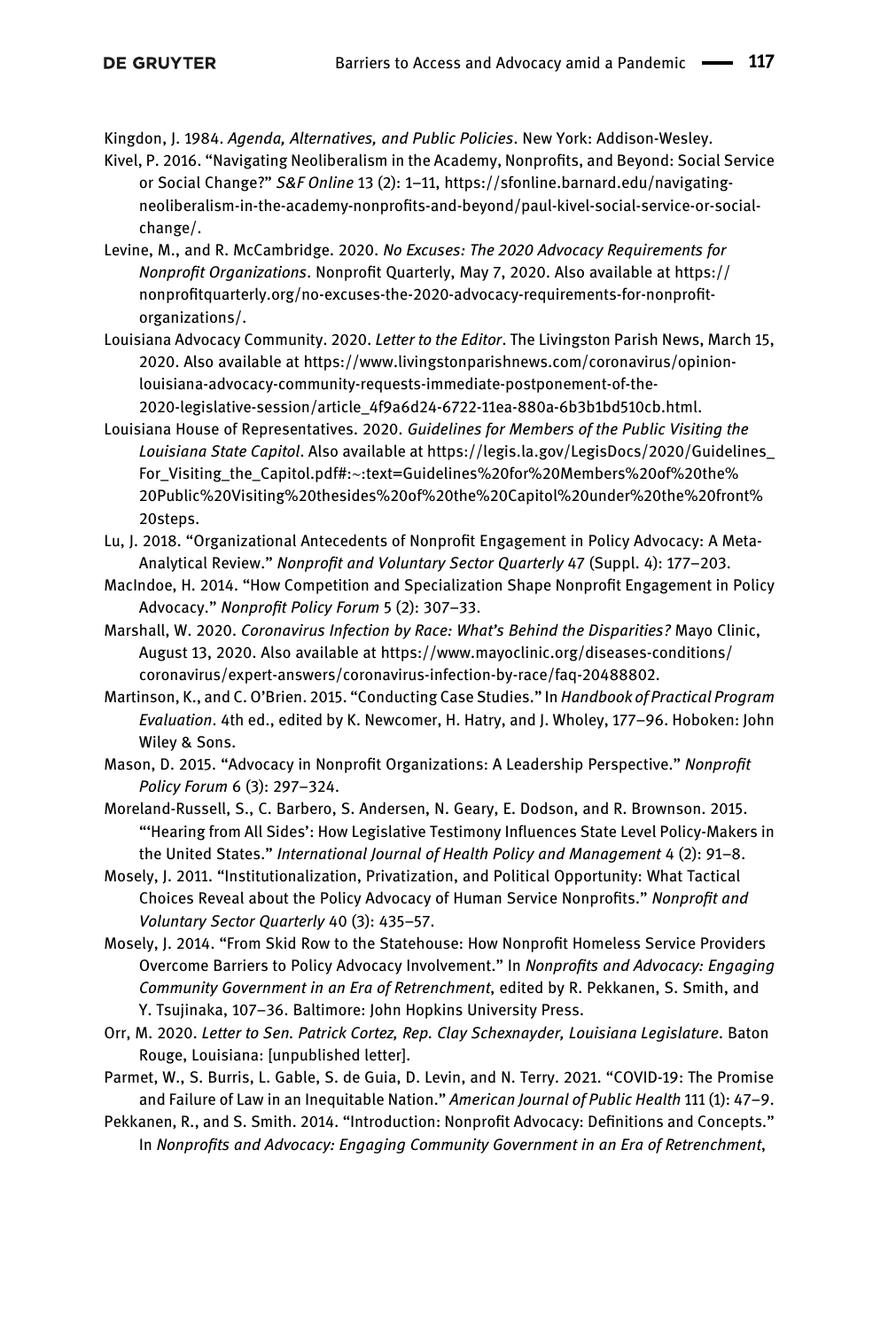Kingdon, J. 1984. *Agenda, Alternatives, and Public Policies*. New York: Addison-Wesley.

Kivel, P. 2016. "Navigating Neoliberalism in the Academy, Nonprofits, and Beyond: Social Service or Social Change?" *S&F Online* 13 (2): 1–11, https://sfonline.barnard.edu/navigating-neoliberalism-in-the-academy-nonprofits-and-beyond/paul-kivel-social-service-or-social-change/.

Levine, M., and R. McCambridge. 2020. *No Excuses: The 2020 Advocacy Requirements for Nonprofit Organizations*. Nonprofit Quarterly, May 7, 2020. Also available at https://nonprofitquarterly.org/no-excuses-the-2020-advocacy-requirements-for-nonprofit-organizations/.

Louisiana Advocacy Community. 2020. *Letter to the Editor*. The Livingston Parish News, March 15, 2020. Also available at https://www.livingstonparishnews.com/coronavirus/opinion-louisiana-advocacy-community-requests-immediate-postponement-of-the-2020-legislative-session/article_4f9a6d24-6722-11ea-880a-6b3b1bd510cb.html.

Louisiana House of Representatives. 2020. *Guidelines for Members of the Public Visiting the Louisiana State Capitol*. Also available at https://legis.la.gov/LegisDocs/2020/Guidelines_For_Visiting_the_Capitol.pdf#:~:text=Guidelines%20for%20Members%20of%20the%20Public%20Visiting%20thesides%20of%20the%20Capitol%20under%20the%20front%20steps.

Lu, J. 2018. "Organizational Antecedents of Nonprofit Engagement in Policy Advocacy: A Meta-Analytical Review." *Nonprofit and Voluntary Sector Quarterly* 47 (Suppl. 4): 177–203.

MacIndoe, H. 2014. "How Competition and Specialization Shape Nonprofit Engagement in Policy Advocacy." *Nonprofit Policy Forum* 5 (2): 307–33.

Marshall, W. 2020. *Coronavirus Infection by Race: What's Behind the Disparities?* Mayo Clinic, August 13, 2020. Also available at https://www.mayoclinic.org/diseases-conditions/coronavirus/expert-answers/coronavirus-infection-by-race/faq-20488802.

Martinson, K., and C. O'Brien. 2015. "Conducting Case Studies." In *Handbook of Practical Program Evaluation*. 4th ed., edited by K. Newcomer, H. Hatry, and J. Wholey, 177–96. Hoboken: John Wiley & Sons.

Mason, D. 2015. "Advocacy in Nonprofit Organizations: A Leadership Perspective." *Nonprofit Policy Forum* 6 (3): 297–324.

Moreland-Russell, S., C. Barbero, S. Andersen, N. Geary, E. Dodson, and R. Brownson. 2015. "'Hearing from All Sides': How Legislative Testimony Influences State Level Policy-Makers in the United States." *International Journal of Health Policy and Management* 4 (2): 91–8.

Mosely, J. 2011. "Institutionalization, Privatization, and Political Opportunity: What Tactical Choices Reveal about the Policy Advocacy of Human Service Nonprofits." *Nonprofit and Voluntary Sector Quarterly* 40 (3): 435–57.

Mosely, J. 2014. "From Skid Row to the Statehouse: How Nonprofit Homeless Service Providers Overcome Barriers to Policy Advocacy Involvement." In *Nonprofits and Advocacy: Engaging Community Government in an Era of Retrenchment*, edited by R. Pekkanen, S. Smith, and Y. Tsujinaka, 107–36. Baltimore: John Hopkins University Press.

Orr, M. 2020. *Letter to Sen. Patrick Cortez, Rep. Clay Schexnayder, Louisiana Legislature*. Baton Rouge, Louisiana: [unpublished letter].

Parmet, W., S. Burris, L. Gable, S. de Guia, D. Levin, and N. Terry. 2021. "COVID-19: The Promise and Failure of Law in an Inequitable Nation." *American Journal of Public Health* 111 (1): 47–9.

Pekkanen, R., and S. Smith. 2014. "Introduction: Nonprofit Advocacy: Definitions and Concepts." In *Nonprofits and Advocacy: Engaging Community Government in an Era of Retrenchment*,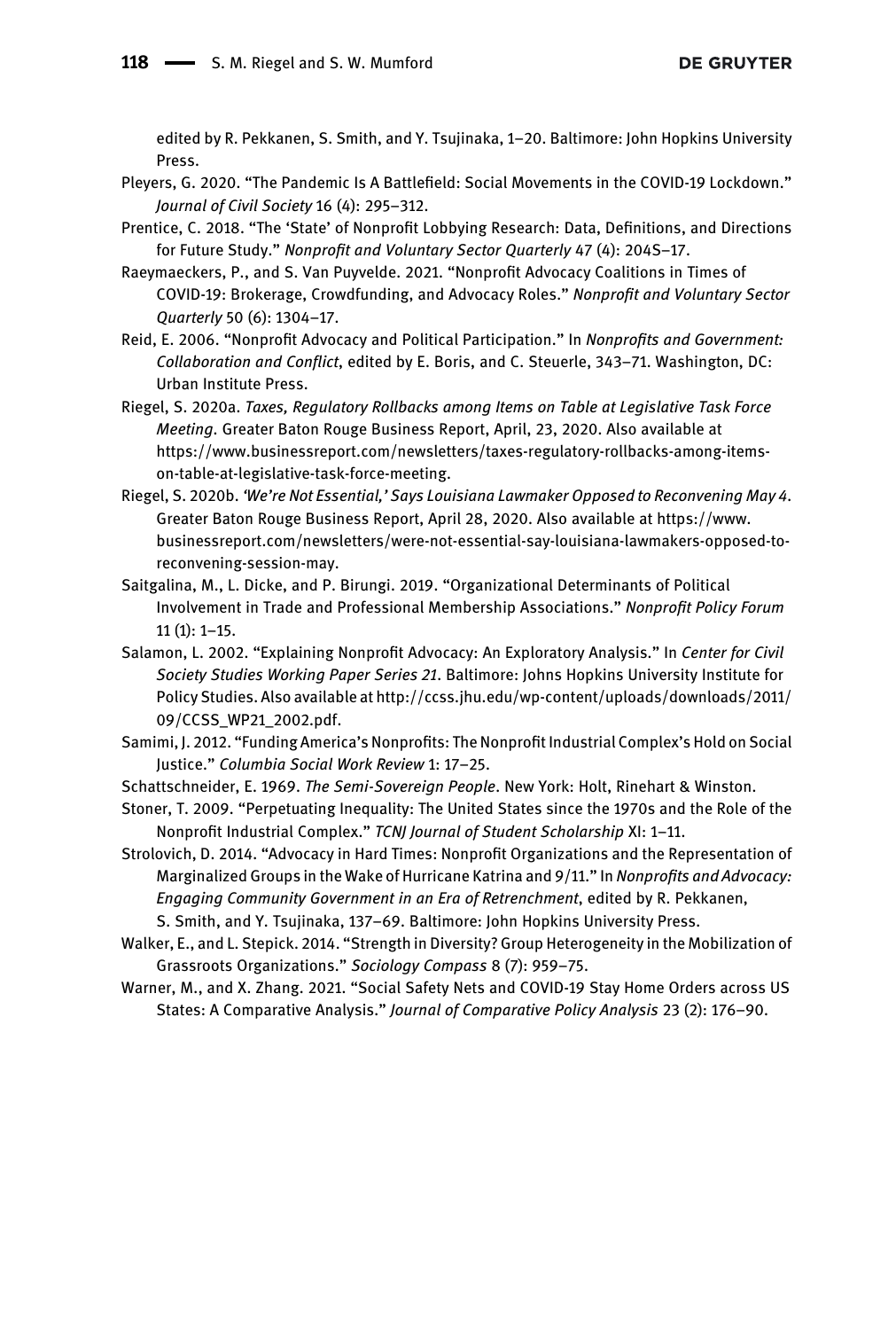edited by R. Pekkanen, S. Smith, and Y. Tsujinaka, 1–20. Baltimore: John Hopkins University Press.

Pleyers, G. 2020. "The Pandemic Is A Battlefield: Social Movements in the COVID-19 Lockdown." *Journal of Civil Society* 16 (4): 295–312.

Prentice, C. 2018. "The 'State' of Nonprofit Lobbying Research: Data, Definitions, and Directions for Future Study." *Nonprofit and Voluntary Sector Quarterly* 47 (4): 204S–17.

Raeymaeckers, P., and S. Van Puyvelde. 2021. "Nonprofit Advocacy Coalitions in Times of COVID-19: Brokerage, Crowdfunding, and Advocacy Roles." *Nonprofit and Voluntary Sector Quarterly* 50 (6): 1304–17.

Reid, E. 2006. "Nonprofit Advocacy and Political Participation." In *Nonprofits and Government: Collaboration and Conflict*, edited by E. Boris, and C. Steuerle, 343–71. Washington, DC: Urban Institute Press.

Riegel, S. 2020a. *Taxes, Regulatory Rollbacks among Items on Table at Legislative Task Force Meeting*. Greater Baton Rouge Business Report, April, 23, 2020. Also available at https://www.businessreport.com/newsletters/taxes-regulatory-rollbacks-among-items-on-table-at-legislative-task-force-meeting.

Riegel, S. 2020b. *'We're Not Essential,' Says Louisiana Lawmaker Opposed to Reconvening May 4*. Greater Baton Rouge Business Report, April 28, 2020. Also available at https://www.businessreport.com/newsletters/were-not-essential-say-louisiana-lawmakers-opposed-to-reconvening-session-may.

Saitgalina, M., L. Dicke, and P. Birungi. 2019. "Organizational Determinants of Political Involvement in Trade and Professional Membership Associations." *Nonprofit Policy Forum* 11 (1): 1–15.

Salamon, L. 2002. "Explaining Nonprofit Advocacy: An Exploratory Analysis." In *Center for Civil Society Studies Working Paper Series 21*. Baltimore: Johns Hopkins University Institute for Policy Studies. Also available at http://ccss.jhu.edu/wp-content/uploads/downloads/2011/09/CCSS_WP21_2002.pdf.

Samimi, J. 2012. "Funding America's Nonprofits: The Nonprofit Industrial Complex's Hold on Social Justice." *Columbia Social Work Review* 1: 17–25.

Schattschneider, E. 1969. *The Semi-Sovereign People*. New York: Holt, Rinehart & Winston.

Stoner, T. 2009. "Perpetuating Inequality: The United States since the 1970s and the Role of the Nonprofit Industrial Complex." *TCNJ Journal of Student Scholarship* XI: 1–11.

Strolovich, D. 2014. "Advocacy in Hard Times: Nonprofit Organizations and the Representation of Marginalized Groups in the Wake of Hurricane Katrina and 9/11." In *Nonprofits and Advocacy: Engaging Community Government in an Era of Retrenchment*, edited by R. Pekkanen, S. Smith, and Y. Tsujinaka, 137–69. Baltimore: John Hopkins University Press.

Walker, E., and L. Stepick. 2014. "Strength in Diversity? Group Heterogeneity in the Mobilization of Grassroots Organizations." *Sociology Compass* 8 (7): 959–75.

Warner, M., and X. Zhang. 2021. "Social Safety Nets and COVID-19 Stay Home Orders across US States: A Comparative Analysis." *Journal of Comparative Policy Analysis* 23 (2): 176–90.